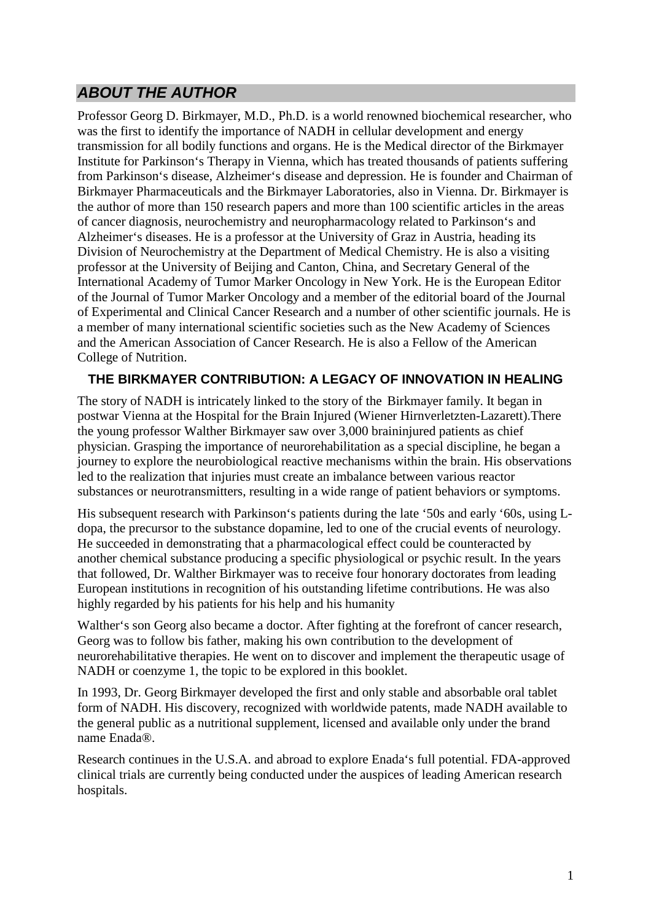## *ABOUT THE AUTHOR*

Professor Georg D. Birkmayer, M.D., Ph.D. is a world renowned biochemical researcher, who was the first to identify the importance of NADH in cellular development and energy transmission for all bodily functions and organs. He is the Medical director of the Birkmayer Institute for Parkinson‘s Therapy in Vienna, which has treated thousands of patients suffering from Parkinson‘s disease, Alzheimer‘s disease and depression. He is founder and Chairman of Birkmayer Pharmaceuticals and the Birkmayer Laboratories, also in Vienna. Dr. Birkmayer is the author of more than 150 research papers and more than 100 scientific articles in the areas of cancer diagnosis, neurochemistry and neuropharmacology related to Parkinson‘s and Alzheimer‘s diseases. He is a professor at the University of Graz in Austria, heading its Division of Neurochemistry at the Department of Medical Chemistry. He is also a visiting professor at the University of Beijing and Canton, China, and Secretary General of the International Academy of Tumor Marker Oncology in New York. He is the European Editor of the Journal of Tumor Marker Oncology and a member of the editorial board of the Journal of Experimental and Clinical Cancer Research and a number of other scientific journals. He is a member of many international scientific societies such as the New Academy of Sciences and the American Association of Cancer Research. He is also a Fellow of the American College of Nutrition.

### THE BIRKMAYER CONTRIBUTION: A LEGACY OF INNOVATION IN HEALING

The story of NADH is intricately linked to the story of the Birkmayer family. It began in postwar Vienna at the Hospital for the Brain Injured (Wiener Hirnverletzten-Lazarett).There the young professor Walther Birkmayer saw over 3,000 braininjured patients as chief physician. Grasping the importance of neurorehabilitation as a special discipline, he began a journey to explore the neurobiological reactive mechanisms within the brain. His observations led to the realization that injuries must create an imbalance between various reactor substances or neurotransmitters, resulting in a wide range of patient behaviors or symptoms.

His subsequent research with Parkinson‘s patients during the late ‘50s and early ‘60s, using L-dopa, the precursor to the substance dopamine, led to one of the crucial events of neurology. He succeeded in demonstrating that a pharmacological effect could be counteracted by another chemical substance producing a specific physiological or psychic result. In the years that followed, Dr. Walther Birkmayer was to receive four honorary doctorates from leading European institutions in recognition of his outstanding lifetime contributions. He was also highly regarded by his patients for his help and his humanity

Walther‘s son Georg also became a doctor. After fighting at the forefront of cancer research, Georg was to follow bis father, making his own contribution to the development of neurorehabilitative therapies. He went on to discover and implement the therapeutic usage of NADH or coenzyme 1, the topic to be explored in this booklet.

In 1993, Dr. Georg Birkmayer developed the first and only stable and absorbable oral tablet form of NADH. His discovery, recognized with worldwide patents, made NADH available to the general public as a nutritional supplement, licensed and available only under the brand name Enada®.

Research continues in the U.S.A. and abroad to explore Enada‘s full potential. FDA-approved clinical trials are currently being conducted under the auspices of leading American research hospitals.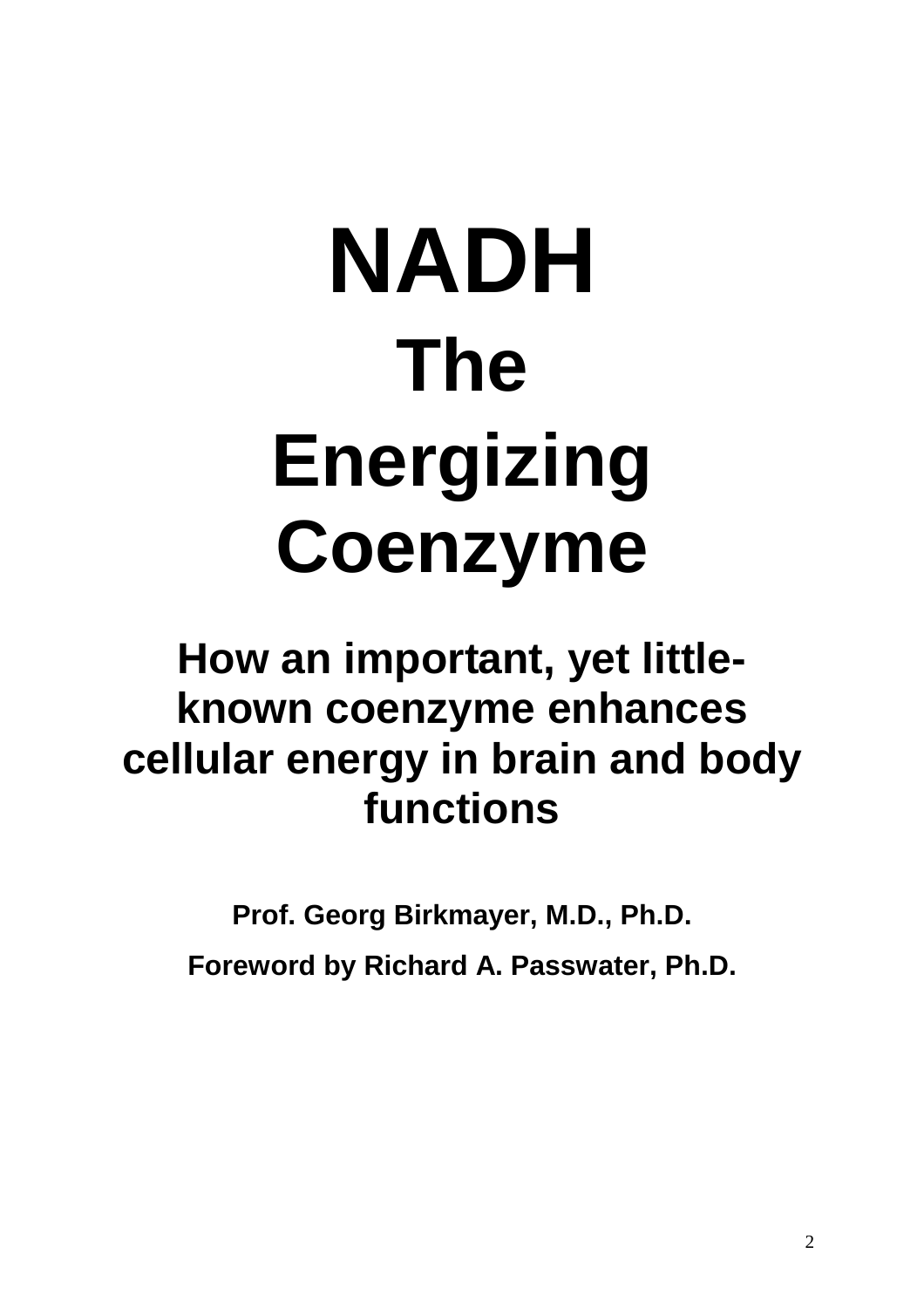# NADH

## The Energizing Coenzyme

### How an important, yet little-known coenzyme enhances cellular energy in brain and body functions

**Prof. Georg Birkmayer, M.D., Ph.D.**

**Foreword by Richard A. Passwater, Ph.D.**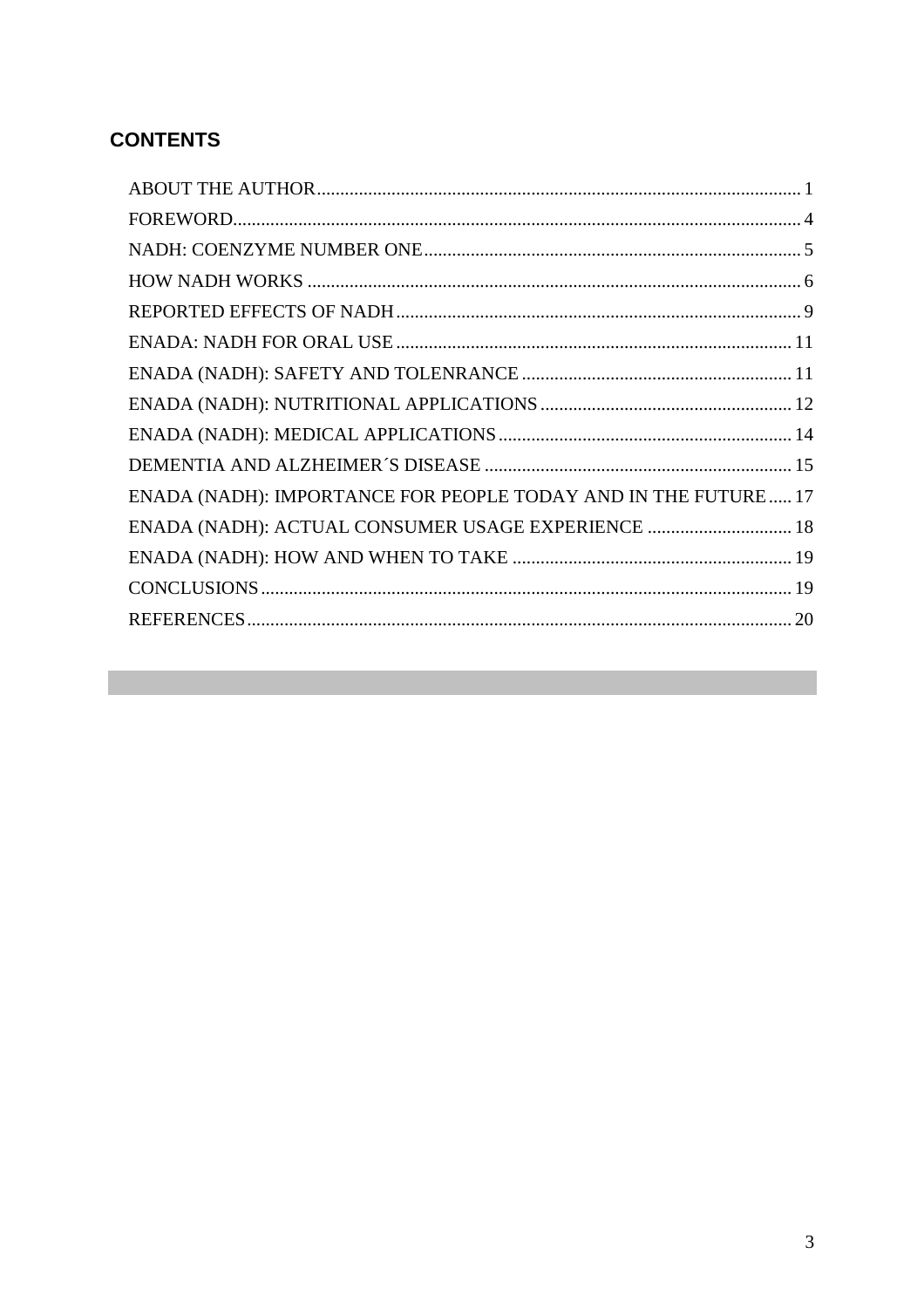## CONTENTS

ABOUT THE AUTHOR ........................................................................................................ 1
FOREWORD ......................................................................................................................... 4
NADH: COENZYME NUMBER ONE ................................................................................. 5
HOW NADH WORKS ......................................................................................................... 6
REPORTED EFFECTS OF NADH ....................................................................................... 9
ENADA: NADH FOR ORAL USE ..................................................................................... 11
ENADA (NADH): SAFETY AND TOLENRANCE ........................................................... 11
ENADA (NADH): NUTRITIONAL APPLICATIONS ....................................................... 12
ENADA (NADH): MEDICAL APPLICATIONS ................................................................ 14
DEMENTIA AND ALZHEIMER´S DISEASE .................................................................. 15
ENADA (NADH): IMPORTANCE FOR PEOPLE TODAY AND IN THE FUTURE ..... 17
ENADA (NADH): ACTUAL CONSUMER USAGE EXPERIENCE ............................... 18
ENADA (NADH): HOW AND WHEN TO TAKE ............................................................ 19
CONCLUSIONS .................................................................................................................. 19
REFERENCES ..................................................................................................................... 20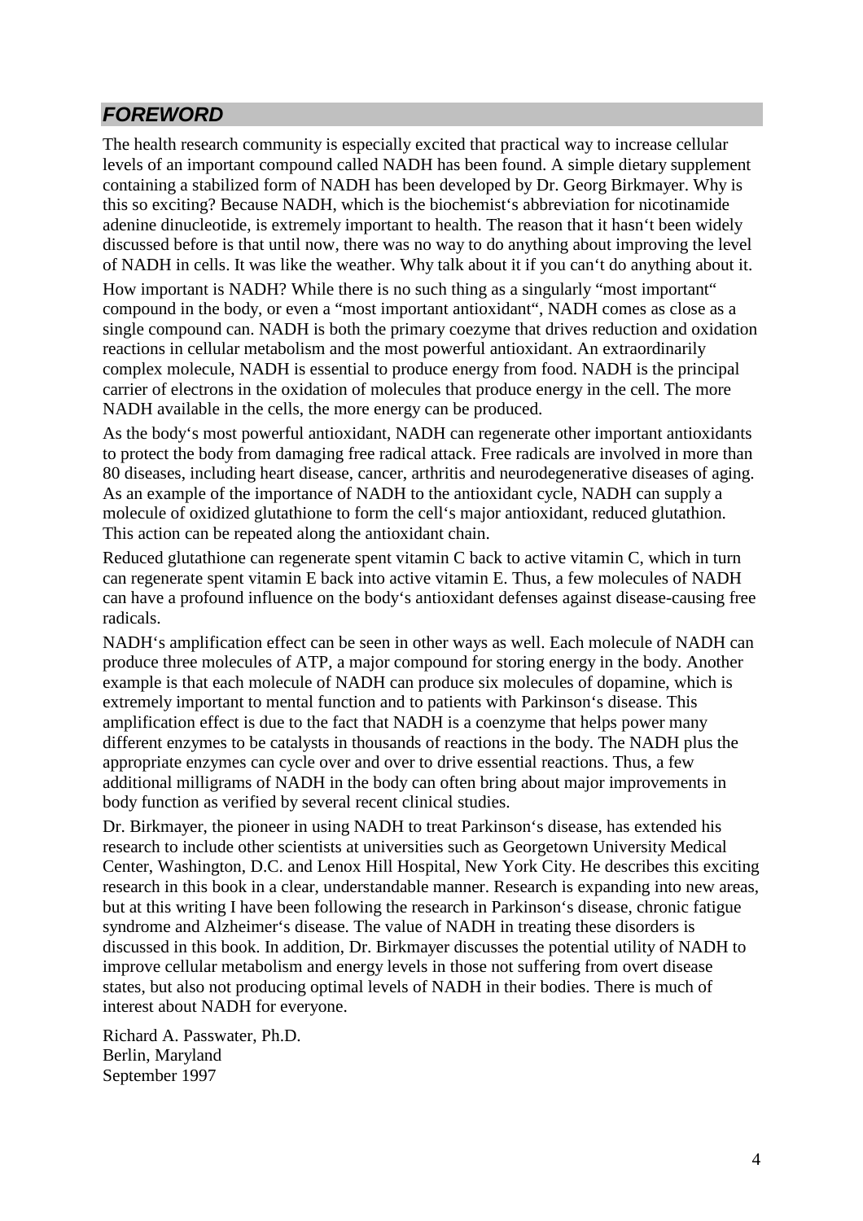## *FOREWORD*

The health research community is especially excited that practical way to increase cellular levels of an important compound called NADH has been found. A simple dietary supplement containing a stabilized form of NADH has been developed by Dr. Georg Birkmayer. Why is this so exciting? Because NADH, which is the biochemist‘s abbreviation for nicotinamide adenine dinucleotide, is extremely important to health. The reason that it hasn‘t been widely discussed before is that until now, there was no way to do anything about improving the level of NADH in cells. It was like the weather. Why talk about it if you can‘t do anything about it.

How important is NADH? While there is no such thing as a singularly “most important“ compound in the body, or even a “most important antioxidant“, NADH comes as close as a single compound can. NADH is both the primary coezyme that drives reduction and oxidation reactions in cellular metabolism and the most powerful antioxidant. An extraordinarily complex molecule, NADH is essential to produce energy from food. NADH is the principal carrier of electrons in the oxidation of molecules that produce energy in the cell. The more NADH available in the cells, the more energy can be produced.

As the body‘s most powerful antioxidant, NADH can regenerate other important antioxidants to protect the body from damaging free radical attack. Free radicals are involved in more than 80 diseases, including heart disease, cancer, arthritis and neurodegenerative diseases of aging. As an example of the importance of NADH to the antioxidant cycle, NADH can supply a molecule of oxidized glutathione to form the cell‘s major antioxidant, reduced glutathion. This action can be repeated along the antioxidant chain.

Reduced glutathione can regenerate spent vitamin C back to active vitamin C, which in turn can regenerate spent vitamin E back into active vitamin E. Thus, a few molecules of NADH can have a profound influence on the body‘s antioxidant defenses against disease-causing free radicals.

NADH‘s amplification effect can be seen in other ways as well. Each molecule of NADH can produce three molecules of ATP, a major compound for storing energy in the body. Another example is that each molecule of NADH can produce six molecules of dopamine, which is extremely important to mental function and to patients with Parkinson‘s disease. This amplification effect is due to the fact that NADH is a coenzyme that helps power many different enzymes to be catalysts in thousands of reactions in the body. The NADH plus the appropriate enzymes can cycle over and over to drive essential reactions. Thus, a few additional milligrams of NADH in the body can often bring about major improvements in body function as verified by several recent clinical studies.

Dr. Birkmayer, the pioneer in using NADH to treat Parkinson‘s disease, has extended his research to include other scientists at universities such as Georgetown University Medical Center, Washington, D.C. and Lenox Hill Hospital, New York City. He describes this exciting research in this book in a clear, understandable manner. Research is expanding into new areas, but at this writing I have been following the research in Parkinson‘s disease, chronic fatigue syndrome and Alzheimer‘s disease. The value of NADH in treating these disorders is discussed in this book. In addition, Dr. Birkmayer discusses the potential utility of NADH to improve cellular metabolism and energy levels in those not suffering from overt disease states, but also not producing optimal levels of NADH in their bodies. There is much of interest about NADH for everyone.

Richard A. Passwater, Ph.D.
Berlin, Maryland
September 1997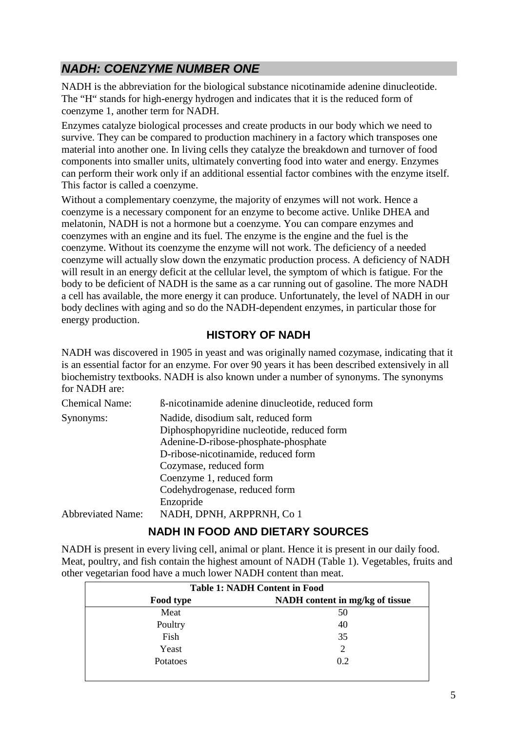## *NADH: COENZYME NUMBER ONE*

NADH is the abbreviation for the biological substance nicotinamide adenine dinucleotide. The "H" stands for high-energy hydrogen and indicates that it is the reduced form of coenzyme 1, another term for NADH.

Enzymes catalyze biological processes and create products in our body which we need to survive. They can be compared to production machinery in a factory which transposes one material into another one. In living cells they catalyze the breakdown and turnover of food components into smaller units, ultimately converting food into water and energy. Enzymes can perform their work only if an additional essential factor combines with the enzyme itself. This factor is called a coenzyme.

Without a complementary coenzyme, the majority of enzymes will not work. Hence a coenzyme is a necessary component for an enzyme to become active. Unlike DHEA and melatonin, NADH is not a hormone but a coenzyme. You can compare enzymes and coenzymes with an engine and its fuel. The enzyme is the engine and the fuel is the coenzyme. Without its coenzyme the enzyme will not work. The deficiency of a needed coenzyme will actually slow down the enzymatic production process. A deficiency of NADH will result in an energy deficit at the cellular level, the symptom of which is fatigue. For the body to be deficient of NADH is the same as a car running out of gasoline. The more NADH a cell has available, the more energy it can produce. Unfortunately, the level of NADH in our body declines with aging and so do the NADH-dependent enzymes, in particular those for energy production.

### HISTORY OF NADH

NADH was discovered in 1905 in yeast and was originally named cozymase, indicating that it is an essential factor for an enzyme. For over 90 years it has been described extensively in all biochemistry textbooks. NADH is also known under a number of synonyms. The synonyms for NADH are:

Chemical Name: ß-nicotinamide adenine dinucleotide, reduced form

Synonyms:
- Nadide, disodium salt, reduced form
- Diphosphopyridine nucleotide, reduced form
- Adenine-D-ribose-phosphate-phosphate
- D-ribose-nicotinamide, reduced form
- Cozymase, reduced form
- Coenzyme 1, reduced form
- Codehydrogenase, reduced form
- Enzopride

Abbreviated Name: NADH, DPNH, ARPPRNH, Co 1

### NADH IN FOOD AND DIETARY SOURCES

NADH is present in every living cell, animal or plant. Hence it is present in our daily food. Meat, poultry, and fish contain the highest amount of NADH (Table 1). Vegetables, fruits and other vegetarian food have a much lower NADH content than meat.

**Table 1: NADH Content in Food**

| Food type | NADH content in mg/kg of tissue |
|---|---|
| Meat | 50 |
| Poultry | 40 |
| Fish | 35 |
| Yeast | 2 |
| Potatoes | 0.2 |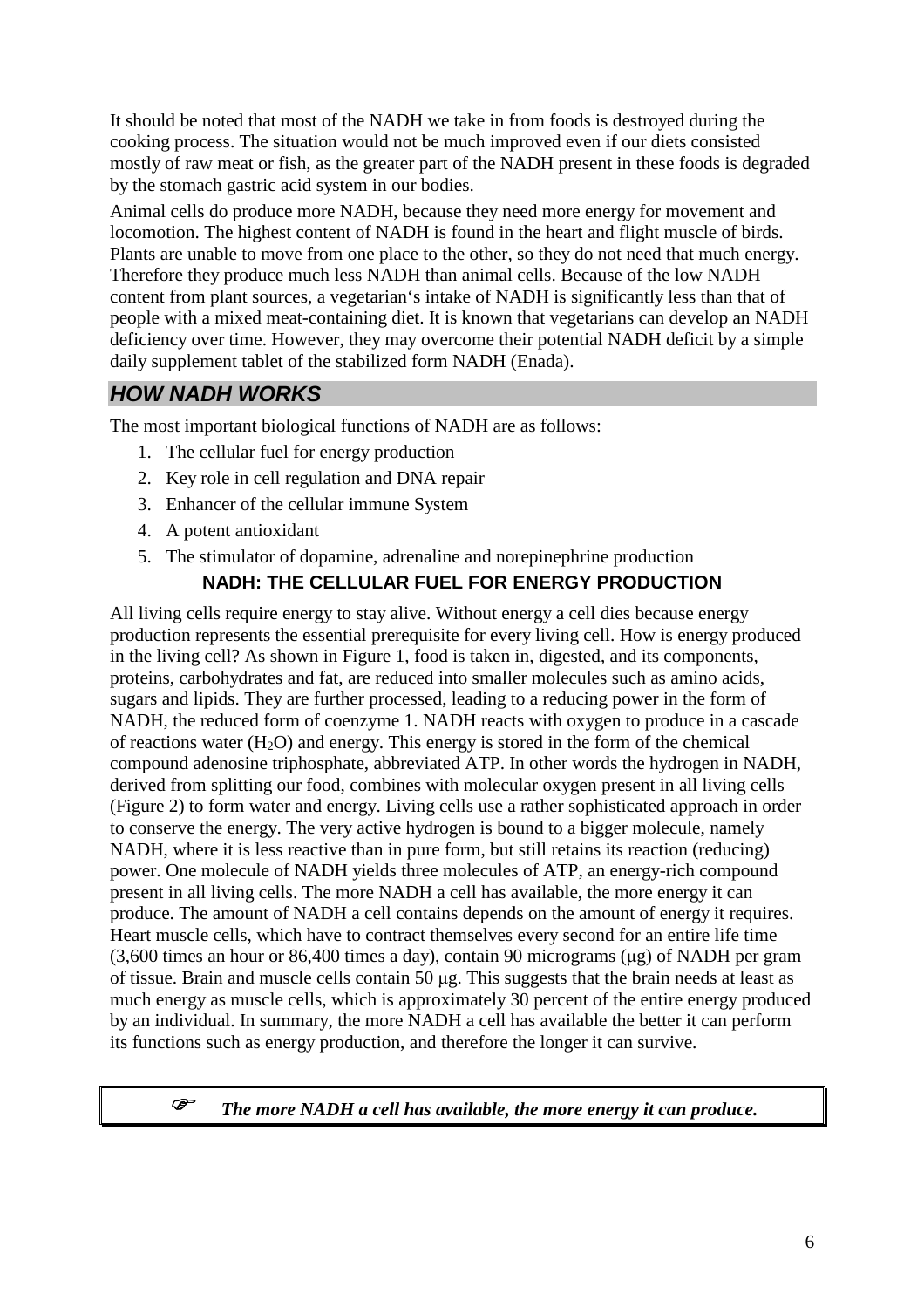It should be noted that most of the NADH we take in from foods is destroyed during the cooking process. The situation would not be much improved even if our diets consisted mostly of raw meat or fish, as the greater part of the NADH present in these foods is degraded by the stomach gastric acid system in our bodies.

Animal cells do produce more NADH, because they need more energy for movement and locomotion. The highest content of NADH is found in the heart and flight muscle of birds. Plants are unable to move from one place to the other, so they do not need that much energy. Therefore they produce much less NADH than animal cells. Because of the low NADH content from plant sources, a vegetarian's intake of NADH is significantly less than that of people with a mixed meat-containing diet. It is known that vegetarians can develop an NADH deficiency over time. However, they may overcome their potential NADH deficit by a simple daily supplement tablet of the stabilized form NADH (Enada).

## *HOW NADH WORKS*

The most important biological functions of NADH are as follows:

1. The cellular fuel for energy production
2. Key role in cell regulation and DNA repair
3. Enhancer of the cellular immune System
4. A potent antioxidant
5. The stimulator of dopamine, adrenaline and norepinephrine production

### NADH: THE CELLULAR FUEL FOR ENERGY PRODUCTION

All living cells require energy to stay alive. Without energy a cell dies because energy production represents the essential prerequisite for every living cell. How is energy produced in the living cell? As shown in Figure 1, food is taken in, digested, and its components, proteins, carbohydrates and fat, are reduced into smaller molecules such as amino acids, sugars and lipids. They are further processed, leading to a reducing power in the form of NADH, the reduced form of coenzyme 1. NADH reacts with oxygen to produce in a cascade of reactions water ($H_2O$) and energy. This energy is stored in the form of the chemical compound adenosine triphosphate, abbreviated ATP. In other words the hydrogen in NADH, derived from splitting our food, combines with molecular oxygen present in all living cells (Figure 2) to form water and energy. Living cells use a rather sophisticated approach in order to conserve the energy. The very active hydrogen is bound to a bigger molecule, namely NADH, where it is less reactive than in pure form, but still retains its reaction (reducing) power. One molecule of NADH yields three molecules of ATP, an energy-rich compound present in all living cells. The more NADH a cell has available, the more energy it can produce. The amount of NADH a cell contains depends on the amount of energy it requires. Heart muscle cells, which have to contract themselves every second for an entire life time (3,600 times an hour or 86,400 times a day), contain 90 micrograms (μg) of NADH per gram of tissue. Brain and muscle cells contain 50 μg. This suggests that the brain needs at least as much energy as muscle cells, which is approximately 30 percent of the entire energy produced by an individual. In summary, the more NADH a cell has available the better it can perform its functions such as energy production, and therefore the longer it can survive.

> ☞ ***The more NADH a cell has available, the more energy it can produce.***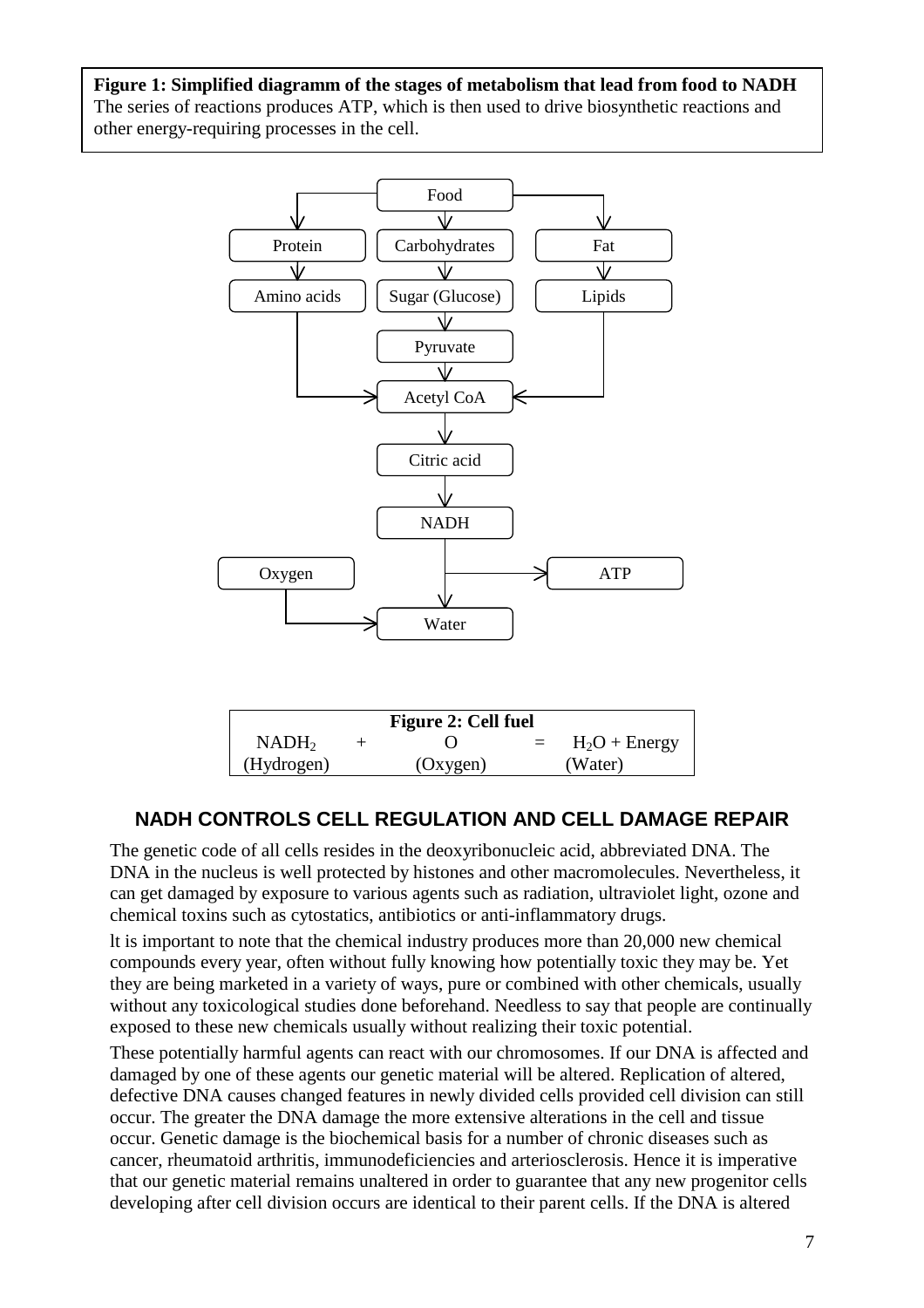**Figure 1: Simplified diagramm of the stages of metabolism that lead from food to NADH**
The series of reactions produces ATP, which is then used to drive biosynthetic reactions and other energy-requiring processes in the cell.

Food → Protein → Amino acids → Acetyl CoA
Food → Carbohydrates → Sugar (Glucose) → Pyruvate → Acetyl CoA
Food → Fat → Lipids → Acetyl CoA
Acetyl CoA → Citric acid → NADH → ATP
NADH + Oxygen → Water

| Figure 2: Cell fuel | | | | |
|---|---|---|---|---|
| $NADH_2$ | + | O | = | $H_2O$ + Energy |
| (Hydrogen) | | (Oxygen) | | (Water) |

## NADH CONTROLS CELL REGULATION AND CELL DAMAGE REPAIR

The genetic code of all cells resides in the deoxyribonucleic acid, abbreviated DNA. The DNA in the nucleus is well protected by histones and other macromolecules. Nevertheless, it can get damaged by exposure to various agents such as radiation, ultraviolet light, ozone and chemical toxins such as cytostatics, antibiotics or anti-inflammatory drugs.

lt is important to note that the chemical industry produces more than 20,000 new chemical compounds every year, often without fully knowing how potentially toxic they may be. Yet they are being marketed in a variety of ways, pure or combined with other chemicals, usually without any toxicological studies done beforehand. Needless to say that people are continually exposed to these new chemicals usually without realizing their toxic potential.

These potentially harmful agents can react with our chromosomes. If our DNA is affected and damaged by one of these agents our genetic material will be altered. Replication of altered, defective DNA causes changed features in newly divided cells provided cell division can still occur. The greater the DNA damage the more extensive alterations in the cell and tissue occur. Genetic damage is the biochemical basis for a number of chronic diseases such as cancer, rheumatoid arthritis, immunodeficiencies and arteriosclerosis. Hence it is imperative that our genetic material remains unaltered in order to guarantee that any new progenitor cells developing after cell division occurs are identical to their parent cells. If the DNA is altered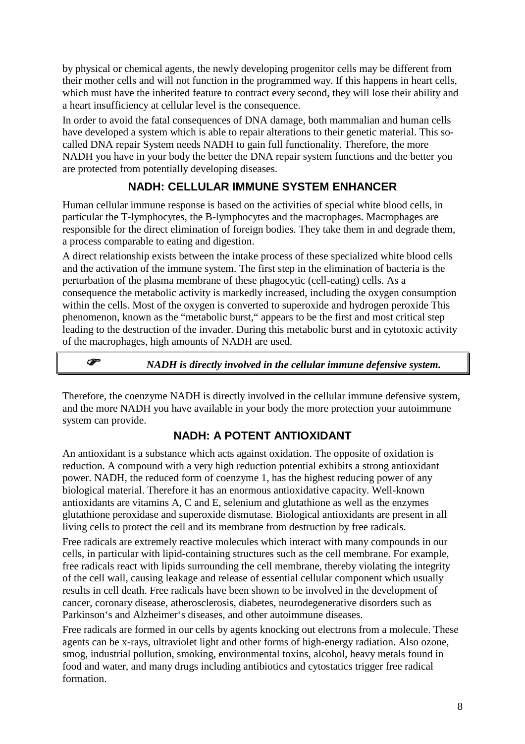by physical or chemical agents, the newly developing progenitor cells may be different from their mother cells and will not function in the programmed way. If this happens in heart cells, which must have the inherited feature to contract every second, they will lose their ability and a heart insufficiency at cellular level is the consequence.

In order to avoid the fatal consequences of DNA damage, both mammalian and human cells have developed a system which is able to repair alterations to their genetic material. This so-called DNA repair System needs NADH to gain full functionality. Therefore, the more NADH you have in your body the better the DNA repair system functions and the better you are protected from potentially developing diseases.

## NADH: CELLULAR IMMUNE SYSTEM ENHANCER

Human cellular immune response is based on the activities of special white blood cells, in particular the T-lymphocytes, the B-lymphocytes and the macrophages. Macrophages are responsible for the direct elimination of foreign bodies. They take them in and degrade them, a process comparable to eating and digestion.

A direct relationship exists between the intake process of these specialized white blood cells and the activation of the immune system. The first step in the elimination of bacteria is the perturbation of the plasma membrane of these phagocytic (cell-eating) cells. As a consequence the metabolic activity is markedly increased, including the oxygen consumption within the cells. Most of the oxygen is converted to superoxide and hydrogen peroxide This phenomenon, known as the "metabolic burst," appears to be the first and most critical step leading to the destruction of the invader. During this metabolic burst and in cytotoxic activity of the macrophages, high amounts of NADH are used.

> ☞ ***NADH is directly involved in the cellular immune defensive system.***

Therefore, the coenzyme NADH is directly involved in the cellular immune defensive system, and the more NADH you have available in your body the more protection your autoimmune system can provide.

## NADH: A POTENT ANTIOXIDANT

An antioxidant is a substance which acts against oxidation. The opposite of oxidation is reduction. A compound with a very high reduction potential exhibits a strong antioxidant power. NADH, the reduced form of coenzyme 1, has the highest reducing power of any biological material. Therefore it has an enormous antioxidative capacity. Well-known antioxidants are vitamins A, C and E, selenium and glutathione as well as the enzymes glutathione peroxidase and superoxide dismutase. Biological antioxidants are present in all living cells to protect the cell and its membrane from destruction by free radicals.

Free radicals are extremely reactive molecules which interact with many compounds in our cells, in particular with lipid-containing structures such as the cell membrane. For example, free radicals react with lipids surrounding the cell membrane, thereby violating the integrity of the cell wall, causing leakage and release of essential cellular component which usually results in cell death. Free radicals have been shown to be involved in the development of cancer, coronary disease, atherosclerosis, diabetes, neurodegenerative disorders such as Parkinson's and Alzheimer's diseases, and other autoimmune diseases.

Free radicals are formed in our cells by agents knocking out electrons from a molecule. These agents can be x-rays, ultraviolet light and other forms of high-energy radiation. Also ozone, smog, industrial pollution, smoking, environmental toxins, alcohol, heavy metals found in food and water, and many drugs including antibiotics and cytostatics trigger free radical formation.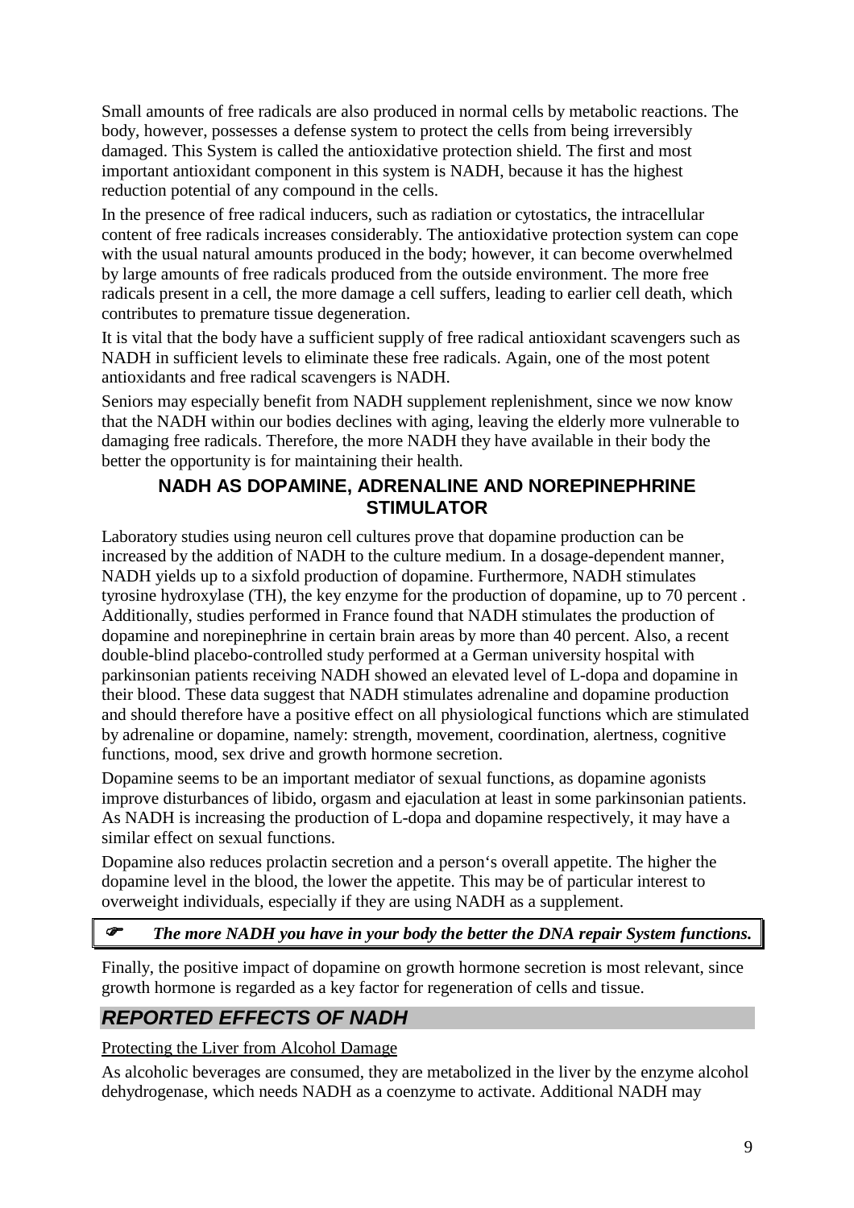Small amounts of free radicals are also produced in normal cells by metabolic reactions. The body, however, possesses a defense system to protect the cells from being irreversibly damaged. This System is called the antioxidative protection shield. The first and most important antioxidant component in this system is NADH, because it has the highest reduction potential of any compound in the cells.

In the presence of free radical inducers, such as radiation or cytostatics, the intracellular content of free radicals increases considerably. The antioxidative protection system can cope with the usual natural amounts produced in the body; however, it can become overwhelmed by large amounts of free radicals produced from the outside environment. The more free radicals present in a cell, the more damage a cell suffers, leading to earlier cell death, which contributes to premature tissue degeneration.

It is vital that the body have a sufficient supply of free radical antioxidant scavengers such as NADH in sufficient levels to eliminate these free radicals. Again, one of the most potent antioxidants and free radical scavengers is NADH.

Seniors may especially benefit from NADH supplement replenishment, since we now know that the NADH within our bodies declines with aging, leaving the elderly more vulnerable to damaging free radicals. Therefore, the more NADH they have available in their body the better the opportunity is for maintaining their health.

### NADH AS DOPAMINE, ADRENALINE AND NOREPINEPHRINE STIMULATOR

Laboratory studies using neuron cell cultures prove that dopamine production can be increased by the addition of NADH to the culture medium. In a dosage-dependent manner, NADH yields up to a sixfold production of dopamine. Furthermore, NADH stimulates tyrosine hydroxylase (TH), the key enzyme for the production of dopamine, up to 70 percent . Additionally, studies performed in France found that NADH stimulates the production of dopamine and norepinephrine in certain brain areas by more than 40 percent. Also, a recent double-blind placebo-controlled study performed at a German university hospital with parkinsonian patients receiving NADH showed an elevated level of L-dopa and dopamine in their blood. These data suggest that NADH stimulates adrenaline and dopamine production and should therefore have a positive effect on all physiological functions which are stimulated by adrenaline or dopamine, namely: strength, movement, coordination, alertness, cognitive functions, mood, sex drive and growth hormone secretion.

Dopamine seems to be an important mediator of sexual functions, as dopamine agonists improve disturbances of libido, orgasm and ejaculation at least in some parkinsonian patients. As NADH is increasing the production of L-dopa and dopamine respectively, it may have a similar effect on sexual functions.

Dopamine also reduces prolactin secretion and a person‘s overall appetite. The higher the dopamine level in the blood, the lower the appetite. This may be of particular interest to overweight individuals, especially if they are using NADH as a supplement.

☞ ***The more NADH you have in your body the better the DNA repair System functions.***

Finally, the positive impact of dopamine on growth hormone secretion is most relevant, since growth hormone is regarded as a key factor for regeneration of cells and tissue.

## *REPORTED EFFECTS OF NADH*

Protecting the Liver from Alcohol Damage

As alcoholic beverages are consumed, they are metabolized in the liver by the enzyme alcohol dehydrogenase, which needs NADH as a coenzyme to activate. Additional NADH may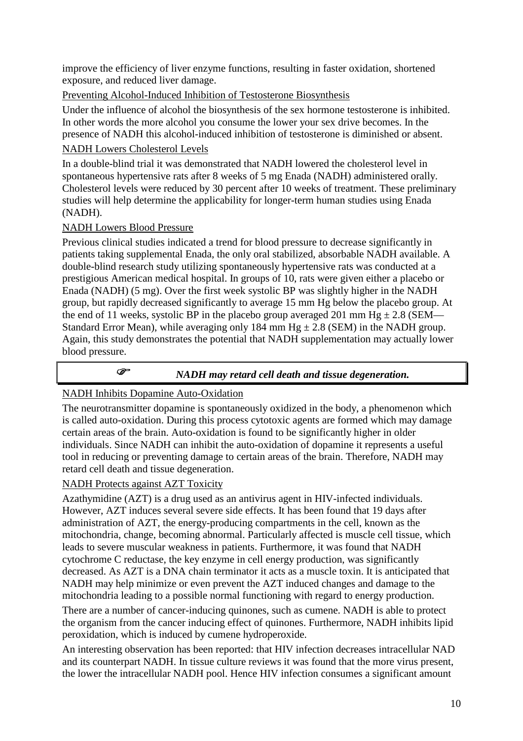improve the efficiency of liver enzyme functions, resulting in faster oxidation, shortened exposure, and reduced liver damage.

Preventing Alcohol-Induced Inhibition of Testosterone Biosynthesis

Under the influence of alcohol the biosynthesis of the sex hormone testosterone is inhibited. In other words the more alcohol you consume the lower your sex drive becomes. In the presence of NADH this alcohol-induced inhibition of testosterone is diminished or absent.

NADH Lowers Cholesterol Levels

In a double-blind trial it was demonstrated that NADH lowered the cholesterol level in spontaneous hypertensive rats after 8 weeks of 5 mg Enada (NADH) administered orally. Cholesterol levels were reduced by 30 percent after 10 weeks of treatment. These preliminary studies will help determine the applicability for longer-term human studies using Enada (NADH).

NADH Lowers Blood Pressure

Previous clinical studies indicated a trend for blood pressure to decrease significantly in patients taking supplemental Enada, the only oral stabilized, absorbable NADH available. A double-blind research study utilizing spontaneously hypertensive rats was conducted at a prestigious American medical hospital. In groups of 10, rats were given either a placebo or Enada (NADH) (5 mg). Over the first week systolic BP was slightly higher in the NADH group, but rapidly decreased significantly to average 15 mm Hg below the placebo group. At the end of 11 weeks, systolic BP in the placebo group averaged 201 mm Hg ± 2.8 (SEM—Standard Error Mean), while averaging only 184 mm Hg ± 2.8 (SEM) in the NADH group. Again, this study demonstrates the potential that NADH supplementation may actually lower blood pressure.

> ☞ ***NADH may retard cell death and tissue degeneration.***

NADH Inhibits Dopamine Auto-Oxidation

The neurotransmitter dopamine is spontaneously oxidized in the body, a phenomenon which is called auto-oxidation. During this process cytotoxic agents are formed which may damage certain areas of the brain. Auto-oxidation is found to be significantly higher in older individuals. Since NADH can inhibit the auto-oxidation of dopamine it represents a useful tool in reducing or preventing damage to certain areas of the brain. Therefore, NADH may retard cell death and tissue degeneration.

NADH Protects against AZT Toxicity

Azathymidine (AZT) is a drug used as an antivirus agent in HIV-infected individuals. However, AZT induces several severe side effects. It has been found that 19 days after administration of AZT, the energy-producing compartments in the cell, known as the mitochondria, change, becoming abnormal. Particularly affected is muscle cell tissue, which leads to severe muscular weakness in patients. Furthermore, it was found that NADH cytochrome C reductase, the key enzyme in cell energy production, was significantly decreased. As AZT is a DNA chain terminator it acts as a muscle toxin. It is anticipated that NADH may help minimize or even prevent the AZT induced changes and damage to the mitochondria leading to a possible normal functioning with regard to energy production.

There are a number of cancer-inducing quinones, such as cumene. NADH is able to protect the organism from the cancer inducing effect of quinones. Furthermore, NADH inhibits lipid peroxidation, which is induced by cumene hydroperoxide.

An interesting observation has been reported: that HIV infection decreases intracellular NAD and its counterpart NADH. In tissue culture reviews it was found that the more virus present, the lower the intracellular NADH pool. Hence HIV infection consumes a significant amount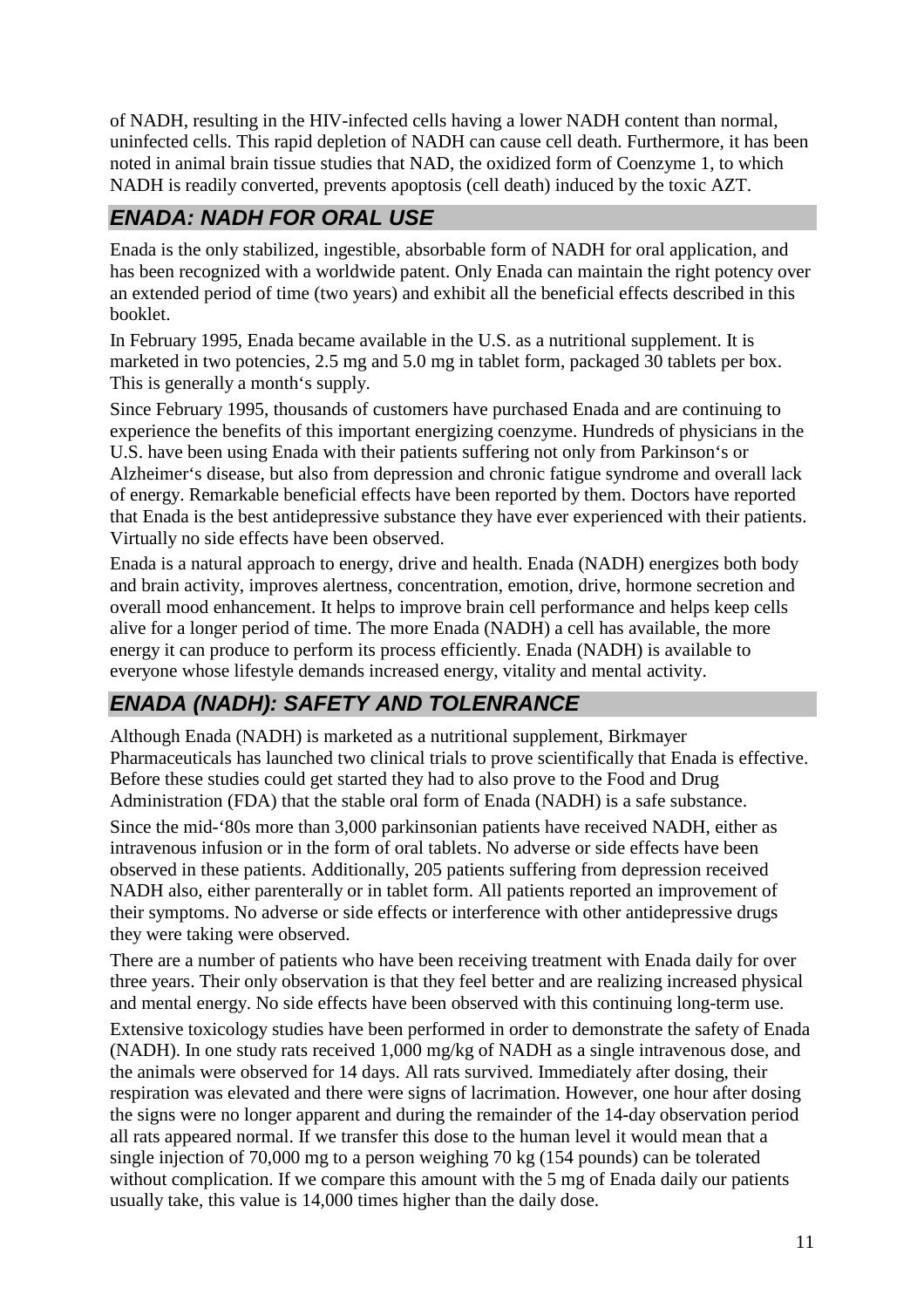of NADH, resulting in the HIV-infected cells having a lower NADH content than normal, uninfected cells. This rapid depletion of NADH can cause cell death. Furthermore, it has been noted in animal brain tissue studies that NAD, the oxidized form of Coenzyme 1, to which NADH is readily converted, prevents apoptosis (cell death) induced by the toxic AZT.

## *ENADA: NADH FOR ORAL USE*

Enada is the only stabilized, ingestible, absorbable form of NADH for oral application, and has been recognized with a worldwide patent. Only Enada can maintain the right potency over an extended period of time (two years) and exhibit all the beneficial effects described in this booklet.

In February 1995, Enada became available in the U.S. as a nutritional supplement. It is marketed in two potencies, 2.5 mg and 5.0 mg in tablet form, packaged 30 tablets per box. This is generally a month's supply.

Since February 1995, thousands of customers have purchased Enada and are continuing to experience the benefits of this important energizing coenzyme. Hundreds of physicians in the U.S. have been using Enada with their patients suffering not only from Parkinson's or Alzheimer's disease, but also from depression and chronic fatigue syndrome and overall lack of energy. Remarkable beneficial effects have been reported by them. Doctors have reported that Enada is the best antidepressive substance they have ever experienced with their patients. Virtually no side effects have been observed.

Enada is a natural approach to energy, drive and health. Enada (NADH) energizes both body and brain activity, improves alertness, concentration, emotion, drive, hormone secretion and overall mood enhancement. It helps to improve brain cell performance and helps keep cells alive for a longer period of time. The more Enada (NADH) a cell has available, the more energy it can produce to perform its process efficiently. Enada (NADH) is available to everyone whose lifestyle demands increased energy, vitality and mental activity.

## *ENADA (NADH): SAFETY AND TOLENRANCE*

Although Enada (NADH) is marketed as a nutritional supplement, Birkmayer Pharmaceuticals has launched two clinical trials to prove scientifically that Enada is effective. Before these studies could get started they had to also prove to the Food and Drug Administration (FDA) that the stable oral form of Enada (NADH) is a safe substance.

Since the mid-'80s more than 3,000 parkinsonian patients have received NADH, either as intravenous infusion or in the form of oral tablets. No adverse or side effects have been observed in these patients. Additionally, 205 patients suffering from depression received NADH also, either parenterally or in tablet form. All patients reported an improvement of their symptoms. No adverse or side effects or interference with other antidepressive drugs they were taking were observed.

There are a number of patients who have been receiving treatment with Enada daily for over three years. Their only observation is that they feel better and are realizing increased physical and mental energy. No side effects have been observed with this continuing long-term use.

Extensive toxicology studies have been performed in order to demonstrate the safety of Enada (NADH). In one study rats received 1,000 mg/kg of NADH as a single intravenous dose, and the animals were observed for 14 days. All rats survived. Immediately after dosing, their respiration was elevated and there were signs of lacrimation. However, one hour after dosing the signs were no longer apparent and during the remainder of the 14-day observation period all rats appeared normal. If we transfer this dose to the human level it would mean that a single injection of 70,000 mg to a person weighing 70 kg (154 pounds) can be tolerated without complication. If we compare this amount with the 5 mg of Enada daily our patients usually take, this value is 14,000 times higher than the daily dose.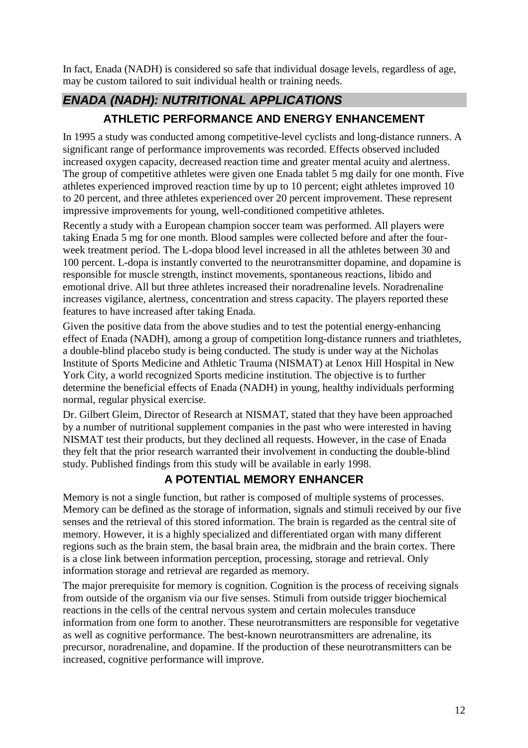In fact, Enada (NADH) is considered so safe that individual dosage levels, regardless of age, may be custom tailored to suit individual health or training needs.

## *ENADA (NADH): NUTRITIONAL APPLICATIONS*

### ATHLETIC PERFORMANCE AND ENERGY ENHANCEMENT

In 1995 a study was conducted among competitive-level cyclists and long-distance runners. A significant range of performance improvements was recorded. Effects observed included increased oxygen capacity, decreased reaction time and greater mental acuity and alertness. The group of competitive athletes were given one Enada tablet 5 mg daily for one month. Five athletes experienced improved reaction time by up to 10 percent; eight athletes improved 10 to 20 percent, and three athletes experienced over 20 percent improvement. These represent impressive improvements for young, well-conditioned competitive athletes.

Recently a study with a European champion soccer team was performed. All players were taking Enada 5 mg for one month. Blood samples were collected before and after the four-week treatment period. The L-dopa blood level increased in all the athletes between 30 and 100 percent. L-dopa is instantly converted to the neurotransmitter dopamine, and dopamine is responsible for muscle strength, instinct movements, spontaneous reactions, libido and emotional drive. All but three athletes increased their noradrenaline levels. Noradrenaline increases vigilance, alertness, concentration and stress capacity. The players reported these features to have increased after taking Enada.

Given the positive data from the above studies and to test the potential energy-enhancing effect of Enada (NADH), among a group of competition long-distance runners and triathletes, a double-blind placebo study is being conducted. The study is under way at the Nicholas Institute of Sports Medicine and Athletic Trauma (NISMAT) at Lenox Hill Hospital in New York City, a world recognized Sports medicine institution. The objective is to further determine the beneficial effects of Enada (NADH) in young, healthy individuals performing normal, regular physical exercise.

Dr. Gilbert Gleim, Director of Research at NISMAT, stated that they have been approached by a number of nutritional supplement companies in the past who were interested in having NISMAT test their products, but they declined all requests. However, in the case of Enada they felt that the prior research warranted their involvement in conducting the double-blind study. Published findings from this study will be available in early 1998.

### A POTENTIAL MEMORY ENHANCER

Memory is not a single function, but rather is composed of multiple systems of processes. Memory can be defined as the storage of information, signals and stimuli received by our five senses and the retrieval of this stored information. The brain is regarded as the central site of memory. However, it is a highly specialized and differentiated organ with many different regions such as the brain stem, the basal brain area, the midbrain and the brain cortex. There is a close link between information perception, processing, storage and retrieval. Only information storage and retrieval are regarded as memory.

The major prerequisite for memory is cognition. Cognition is the process of receiving signals from outside of the organism via our five senses. Stimuli from outside trigger biochemical reactions in the cells of the central nervous system and certain molecules transduce information from one form to another. These neurotransmitters are responsible for vegetative as well as cognitive performance. The best-known neurotransmitters are adrenaline, its precursor, noradrenaline, and dopamine. If the production of these neurotransmitters can be increased, cognitive performance will improve.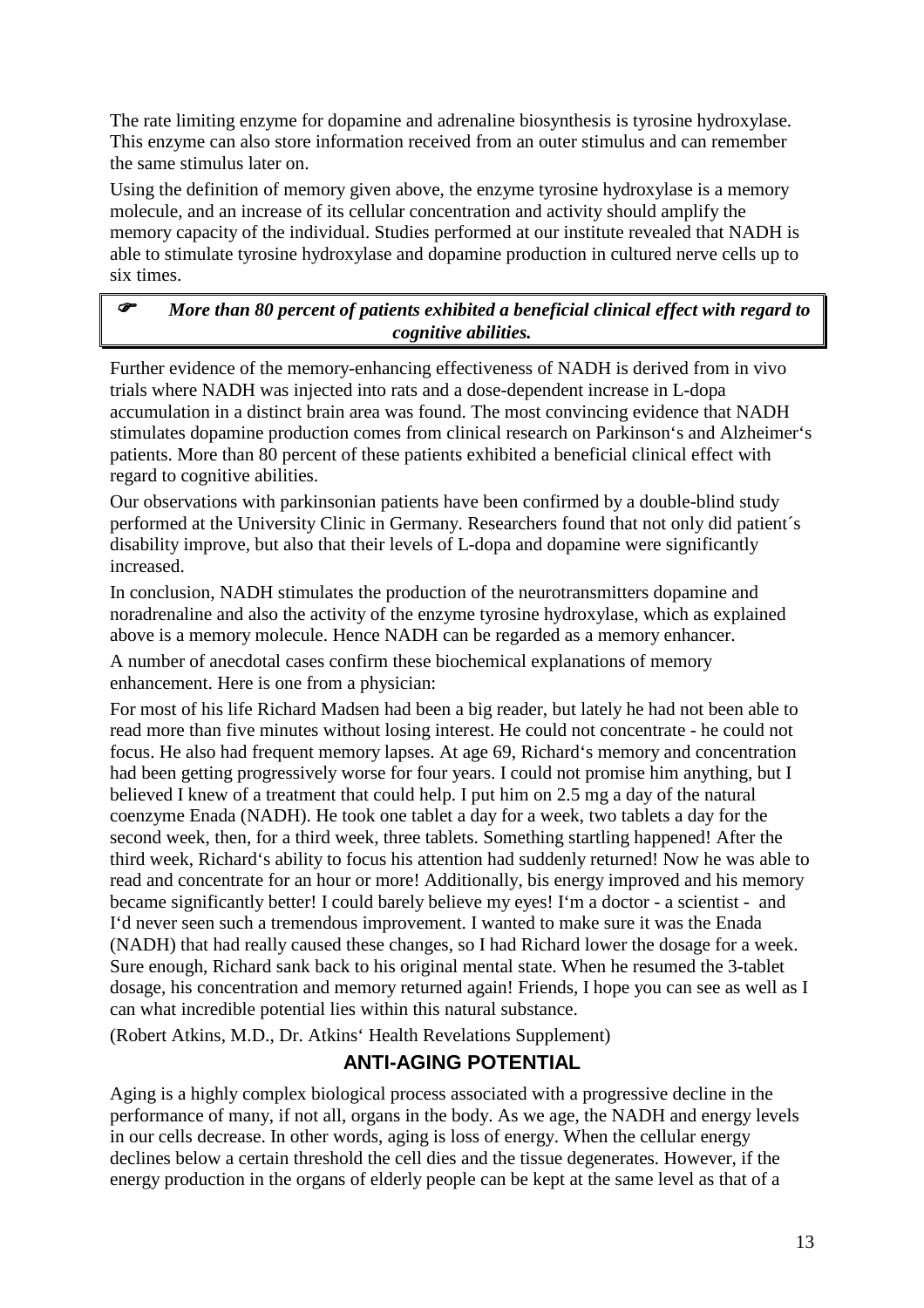The rate limiting enzyme for dopamine and adrenaline biosynthesis is tyrosine hydroxylase. This enzyme can also store information received from an outer stimulus and can remember the same stimulus later on.

Using the definition of memory given above, the enzyme tyrosine hydroxylase is a memory molecule, and an increase of its cellular concentration and activity should amplify the memory capacity of the individual. Studies performed at our institute revealed that NADH is able to stimulate tyrosine hydroxylase and dopamine production in cultured nerve cells up to six times.

> ☛ ***More than 80 percent of patients exhibited a beneficial clinical effect with regard to cognitive abilities.***

Further evidence of the memory-enhancing effectiveness of NADH is derived from in vivo trials where NADH was injected into rats and a dose-dependent increase in L-dopa accumulation in a distinct brain area was found. The most convincing evidence that NADH stimulates dopamine production comes from clinical research on Parkinson‘s and Alzheimer‘s patients. More than 80 percent of these patients exhibited a beneficial clinical effect with regard to cognitive abilities.

Our observations with parkinsonian patients have been confirmed by a double-blind study performed at the University Clinic in Germany. Researchers found that not only did patient´s disability improve, but also that their levels of L-dopa and dopamine were significantly increased.

In conclusion, NADH stimulates the production of the neurotransmitters dopamine and noradrenaline and also the activity of the enzyme tyrosine hydroxylase, which as explained above is a memory molecule. Hence NADH can be regarded as a memory enhancer.

A number of anecdotal cases confirm these biochemical explanations of memory enhancement. Here is one from a physician:

For most of his life Richard Madsen had been a big reader, but lately he had not been able to read more than five minutes without losing interest. He could not concentrate - he could not focus. He also had frequent memory lapses. At age 69, Richard‘s memory and concentration had been getting progressively worse for four years. I could not promise him anything, but I believed I knew of a treatment that could help. I put him on 2.5 mg a day of the natural coenzyme Enada (NADH). He took one tablet a day for a week, two tablets a day for the second week, then, for a third week, three tablets. Something startling happened! After the third week, Richard‘s ability to focus his attention had suddenly returned! Now he was able to read and concentrate for an hour or more! Additionally, bis energy improved and his memory became significantly better! I could barely believe my eyes! I‘m a doctor - a scientist - and I‘d never seen such a tremendous improvement. I wanted to make sure it was the Enada (NADH) that had really caused these changes, so I had Richard lower the dosage for a week. Sure enough, Richard sank back to his original mental state. When he resumed the 3-tablet dosage, his concentration and memory returned again! Friends, I hope you can see as well as I can what incredible potential lies within this natural substance.

(Robert Atkins, M.D., Dr. Atkins‘ Health Revelations Supplement)

## ANTI-AGING POTENTIAL

Aging is a highly complex biological process associated with a progressive decline in the performance of many, if not all, organs in the body. As we age, the NADH and energy levels in our cells decrease. In other words, aging is loss of energy. When the cellular energy declines below a certain threshold the cell dies and the tissue degenerates. However, if the energy production in the organs of elderly people can be kept at the same level as that of a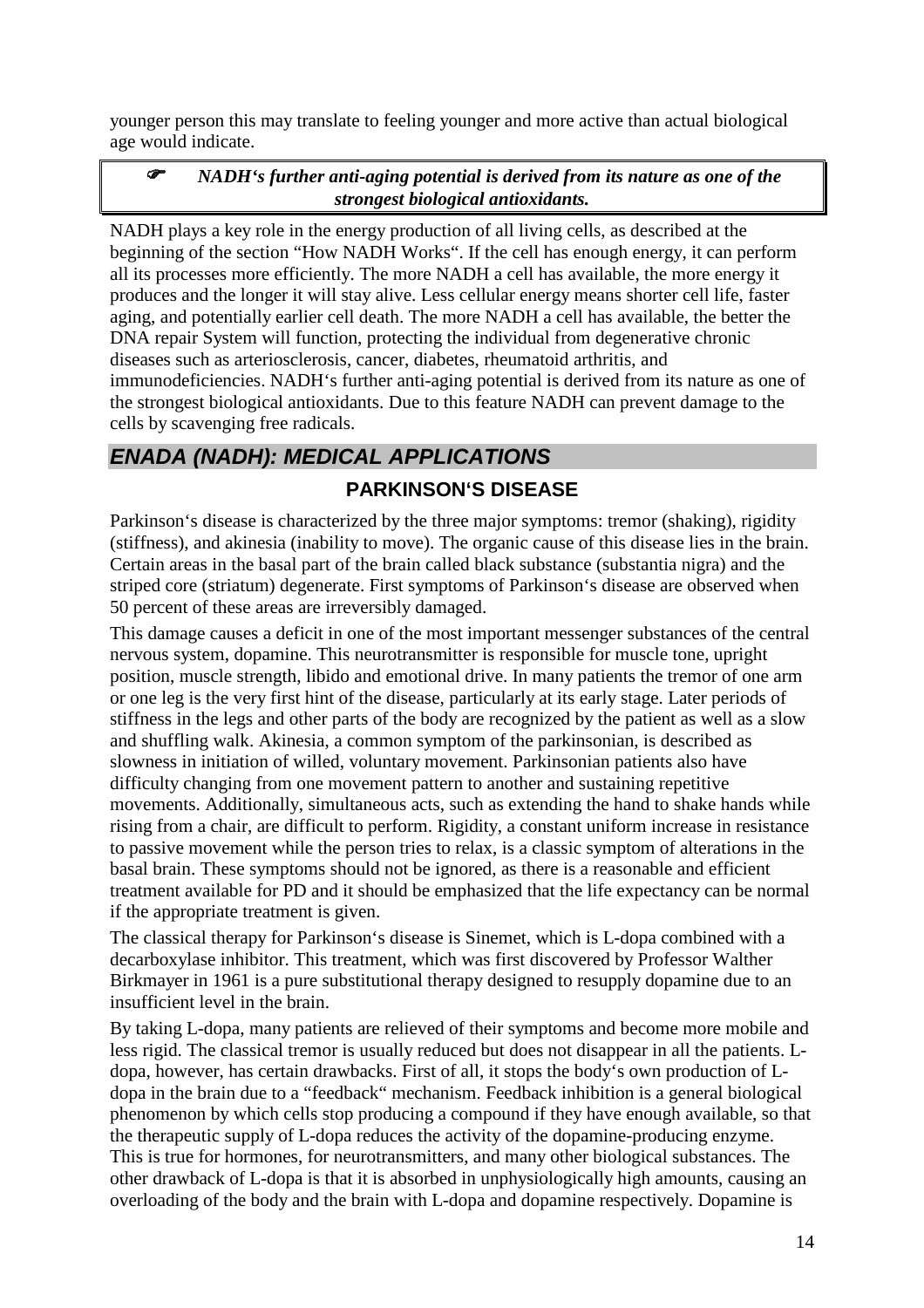younger person this may translate to feeling younger and more active than actual biological age would indicate.

> ☛ ***NADH‘s further anti-aging potential is derived from its nature as one of the strongest biological antioxidants.***

NADH plays a key role in the energy production of all living cells, as described at the beginning of the section “How NADH Works“. If the cell has enough energy, it can perform all its processes more efficiently. The more NADH a cell has available, the more energy it produces and the longer it will stay alive. Less cellular energy means shorter cell life, faster aging, and potentially earlier cell death. The more NADH a cell has available, the better the DNA repair System will function, protecting the individual from degenerative chronic diseases such as arteriosclerosis, cancer, diabetes, rheumatoid arthritis, and immunodeficiencies. NADH‘s further anti-aging potential is derived from its nature as one of the strongest biological antioxidants. Due to this feature NADH can prevent damage to the cells by scavenging free radicals.

## *ENADA (NADH): MEDICAL APPLICATIONS*

### PARKINSON‘S DISEASE

Parkinson‘s disease is characterized by the three major symptoms: tremor (shaking), rigidity (stiffness), and akinesia (inability to move). The organic cause of this disease lies in the brain. Certain areas in the basal part of the brain called black substance (substantia nigra) and the striped core (striatum) degenerate. First symptoms of Parkinson‘s disease are observed when 50 percent of these areas are irreversibly damaged.

This damage causes a deficit in one of the most important messenger substances of the central nervous system, dopamine. This neurotransmitter is responsible for muscle tone, upright position, muscle strength, libido and emotional drive. In many patients the tremor of one arm or one leg is the very first hint of the disease, particularly at its early stage. Later periods of stiffness in the legs and other parts of the body are recognized by the patient as well as a slow and shuffling walk. Akinesia, a common symptom of the parkinsonian, is described as slowness in initiation of willed, voluntary movement. Parkinsonian patients also have difficulty changing from one movement pattern to another and sustaining repetitive movements. Additionally, simultaneous acts, such as extending the hand to shake hands while rising from a chair, are difficult to perform. Rigidity, a constant uniform increase in resistance to passive movement while the person tries to relax, is a classic symptom of alterations in the basal brain. These symptoms should not be ignored, as there is a reasonable and efficient treatment available for PD and it should be emphasized that the life expectancy can be normal if the appropriate treatment is given.

The classical therapy for Parkinson‘s disease is Sinemet, which is L-dopa combined with a decarboxylase inhibitor. This treatment, which was first discovered by Professor Walther Birkmayer in 1961 is a pure substitutional therapy designed to resupply dopamine due to an insufficient level in the brain.

By taking L-dopa, many patients are relieved of their symptoms and become more mobile and less rigid. The classical tremor is usually reduced but does not disappear in all the patients. L-dopa, however, has certain drawbacks. First of all, it stops the body‘s own production of L-dopa in the brain due to a “feedback“ mechanism. Feedback inhibition is a general biological phenomenon by which cells stop producing a compound if they have enough available, so that the therapeutic supply of L-dopa reduces the activity of the dopamine-producing enzyme. This is true for hormones, for neurotransmitters, and many other biological substances. The other drawback of L-dopa is that it is absorbed in unphysiologically high amounts, causing an overloading of the body and the brain with L-dopa and dopamine respectively. Dopamine is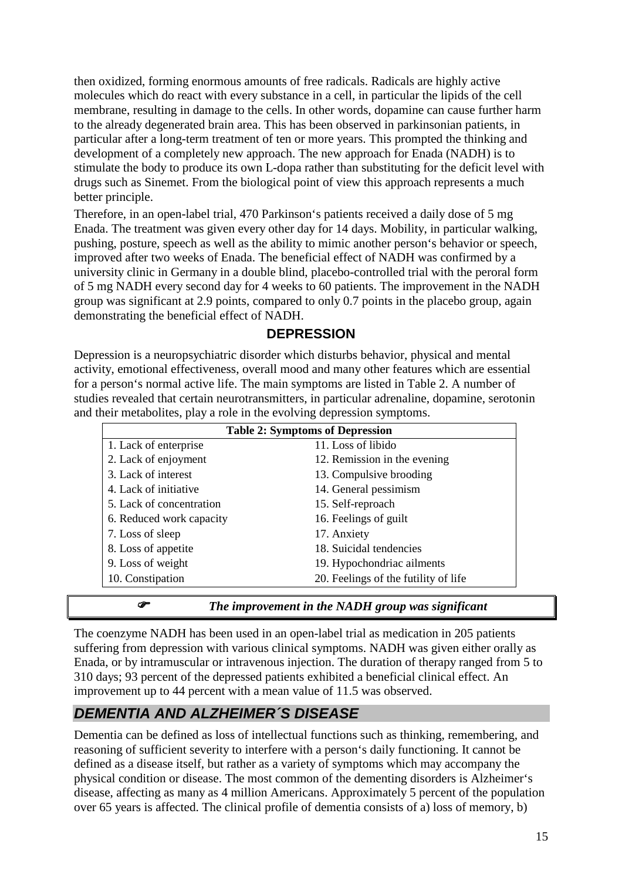then oxidized, forming enormous amounts of free radicals. Radicals are highly active molecules which do react with every substance in a cell, in particular the lipids of the cell membrane, resulting in damage to the cells. In other words, dopamine can cause further harm to the already degenerated brain area. This has been observed in parkinsonian patients, in particular after a long-term treatment of ten or more years. This prompted the thinking and development of a completely new approach. The new approach for Enada (NADH) is to stimulate the body to produce its own L-dopa rather than substituting for the deficit level with drugs such as Sinemet. From the biological point of view this approach represents a much better principle.

Therefore, in an open-label trial, 470 Parkinson‘s patients received a daily dose of 5 mg Enada. The treatment was given every other day for 14 days. Mobility, in particular walking, pushing, posture, speech as well as the ability to mimic another person‘s behavior or speech, improved after two weeks of Enada. The beneficial effect of NADH was confirmed by a university clinic in Germany in a double blind, placebo-controlled trial with the peroral form of 5 mg NADH every second day for 4 weeks to 60 patients. The improvement in the NADH group was significant at 2.9 points, compared to only 0.7 points in the placebo group, again demonstrating the beneficial effect of NADH.

## DEPRESSION

Depression is a neuropsychiatric disorder which disturbs behavior, physical and mental activity, emotional effectiveness, overall mood and many other features which are essential for a person‘s normal active life. The main symptoms are listed in Table 2. A number of studies revealed that certain neurotransmitters, in particular adrenaline, dopamine, serotonin and their metabolites, play a role in the evolving depression symptoms.

| **Table 2: Symptoms of Depression** | |
|---|---|
| 1. Lack of enterprise | 11. Loss of libido |
| 2. Lack of enjoyment | 12. Remission in the evening |
| 3. Lack of interest | 13. Compulsive brooding |
| 4. Lack of initiative | 14. General pessimism |
| 5. Lack of concentration | 15. Self-reproach |
| 6. Reduced work capacity | 16. Feelings of guilt |
| 7. Loss of sleep | 17. Anxiety |
| 8. Loss of appetite | 18. Suicidal tendencies |
| 9. Loss of weight | 19. Hypochondriac ailments |
| 10. Constipation | 20. Feelings of the futility of life |

☞ ***The improvement in the NADH group was significant***

The coenzyme NADH has been used in an open-label trial as medication in 205 patients suffering from depression with various clinical symptoms. NADH was given either orally as Enada, or by intramuscular or intravenous injection. The duration of therapy ranged from 5 to 310 days; 93 percent of the depressed patients exhibited a beneficial clinical effect. An improvement up to 44 percent with a mean value of 11.5 was observed.

## *DEMENTIA AND ALZHEIMER´S DISEASE*

Dementia can be defined as loss of intellectual functions such as thinking, remembering, and reasoning of sufficient severity to interfere with a person‘s daily functioning. It cannot be defined as a disease itself, but rather as a variety of symptoms which may accompany the physical condition or disease. The most common of the dementing disorders is Alzheimer‘s disease, affecting as many as 4 million Americans. Approximately 5 percent of the population over 65 years is affected. The clinical profile of dementia consists of a) loss of memory, b)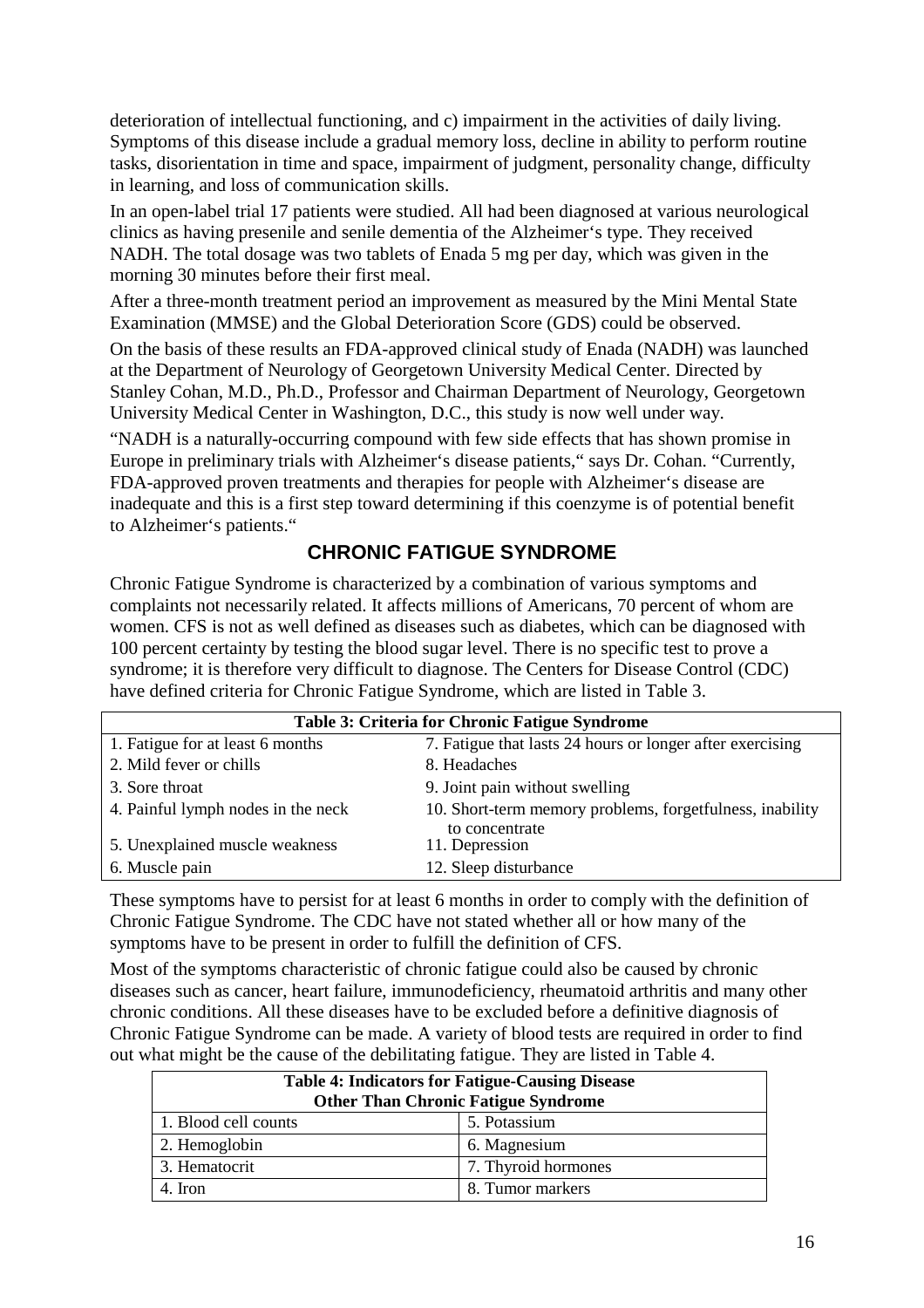deterioration of intellectual functioning, and c) impairment in the activities of daily living. Symptoms of this disease include a gradual memory loss, decline in ability to perform routine tasks, disorientation in time and space, impairment of judgment, personality change, difficulty in learning, and loss of communication skills.

In an open-label trial 17 patients were studied. All had been diagnosed at various neurological clinics as having presenile and senile dementia of the Alzheimer‘s type. They received NADH. The total dosage was two tablets of Enada 5 mg per day, which was given in the morning 30 minutes before their first meal.

After a three-month treatment period an improvement as measured by the Mini Mental State Examination (MMSE) and the Global Deterioration Score (GDS) could be observed.

On the basis of these results an FDA-approved clinical study of Enada (NADH) was launched at the Department of Neurology of Georgetown University Medical Center. Directed by Stanley Cohan, M.D., Ph.D., Professor and Chairman Department of Neurology, Georgetown University Medical Center in Washington, D.C., this study is now well under way.

"NADH is a naturally-occurring compound with few side effects that has shown promise in Europe in preliminary trials with Alzheimer‘s disease patients," says Dr. Cohan. "Currently, FDA-approved proven treatments and therapies for people with Alzheimer‘s disease are inadequate and this is a first step toward determining if this coenzyme is of potential benefit to Alzheimer‘s patients."

## CHRONIC FATIGUE SYNDROME

Chronic Fatigue Syndrome is characterized by a combination of various symptoms and complaints not necessarily related. It affects millions of Americans, 70 percent of whom are women. CFS is not as well defined as diseases such as diabetes, which can be diagnosed with 100 percent certainty by testing the blood sugar level. There is no specific test to prove a syndrome; it is therefore very difficult to diagnose. The Centers for Disease Control (CDC) have defined criteria for Chronic Fatigue Syndrome, which are listed in Table 3.

| **Table 3: Criteria for Chronic Fatigue Syndrome** | |
|---|---|
| 1. Fatigue for at least 6 months | 7. Fatigue that lasts 24 hours or longer after exercising |
| 2. Mild fever or chills | 8. Headaches |
| 3. Sore throat | 9. Joint pain without swelling |
| 4. Painful lymph nodes in the neck | 10. Short-term memory problems, forgetfulness, inability to concentrate |
| 5. Unexplained muscle weakness | 11. Depression |
| 6. Muscle pain | 12. Sleep disturbance |

These symptoms have to persist for at least 6 months in order to comply with the definition of Chronic Fatigue Syndrome. The CDC have not stated whether all or how many of the symptoms have to be present in order to fulfill the definition of CFS.

Most of the symptoms characteristic of chronic fatigue could also be caused by chronic diseases such as cancer, heart failure, immunodeficiency, rheumatoid arthritis and many other chronic conditions. All these diseases have to be excluded before a definitive diagnosis of Chronic Fatigue Syndrome can be made. A variety of blood tests are required in order to find out what might be the cause of the debilitating fatigue. They are listed in Table 4.

| **Table 4: Indicators for Fatigue-Causing Disease Other Than Chronic Fatigue Syndrome** | |
|---|---|
| 1. Blood cell counts | 5. Potassium |
| 2. Hemoglobin | 6. Magnesium |
| 3. Hematocrit | 7. Thyroid hormones |
| 4. Iron | 8. Tumor markers |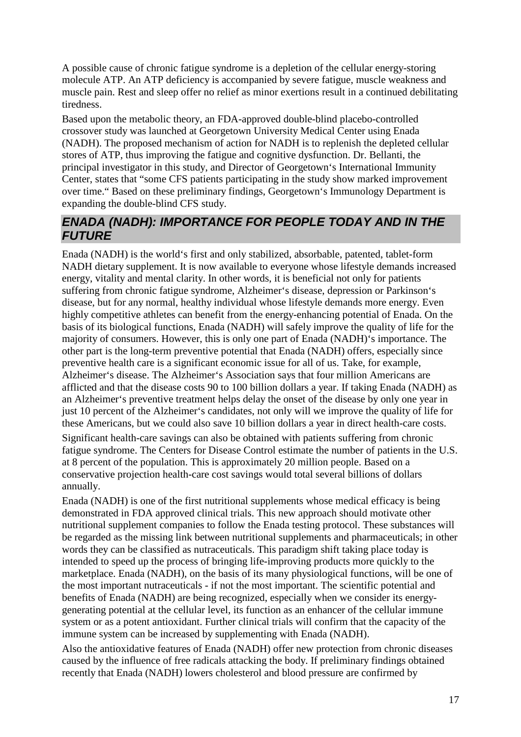A possible cause of chronic fatigue syndrome is a depletion of the cellular energy-storing molecule ATP. An ATP deficiency is accompanied by severe fatigue, muscle weakness and muscle pain. Rest and sleep offer no relief as minor exertions result in a continued debilitating tiredness.

Based upon the metabolic theory, an FDA-approved double-blind placebo-controlled crossover study was launched at Georgetown University Medical Center using Enada (NADH). The proposed mechanism of action for NADH is to replenish the depleted cellular stores of ATP, thus improving the fatigue and cognitive dysfunction. Dr. Bellanti, the principal investigator in this study, and Director of Georgetown‘s International Immunity Center, states that "some CFS patients participating in the study show marked improvement over time.“ Based on these preliminary findings, Georgetown‘s Immunology Department is expanding the double-blind CFS study.

## *ENADA (NADH): IMPORTANCE FOR PEOPLE TODAY AND IN THE FUTURE*

Enada (NADH) is the world‘s first and only stabilized, absorbable, patented, tablet-form NADH dietary supplement. It is now available to everyone whose lifestyle demands increased energy, vitality and mental clarity. In other words, it is beneficial not only for patients suffering from chronic fatigue syndrome, Alzheimer‘s disease, depression or Parkinson‘s disease, but for any normal, healthy individual whose lifestyle demands more energy. Even highly competitive athletes can benefit from the energy-enhancing potential of Enada. On the basis of its biological functions, Enada (NADH) will safely improve the quality of life for the majority of consumers. However, this is only one part of Enada (NADH)‘s importance. The other part is the long-term preventive potential that Enada (NADH) offers, especially since preventive health care is a significant economic issue for all of us. Take, for example, Alzheimer‘s disease. The Alzheimer‘s Association says that four million Americans are afflicted and that the disease costs 90 to 100 billion dollars a year. If taking Enada (NADH) as an Alzheimer‘s preventive treatment helps delay the onset of the disease by only one year in just 10 percent of the Alzheimer‘s candidates, not only will we improve the quality of life for these Americans, but we could also save 10 billion dollars a year in direct health-care costs.

Significant health-care savings can also be obtained with patients suffering from chronic fatigue syndrome. The Centers for Disease Control estimate the number of patients in the U.S. at 8 percent of the population. This is approximately 20 million people. Based on a conservative projection health-care cost savings would total several billions of dollars annually.

Enada (NADH) is one of the first nutritional supplements whose medical efficacy is being demonstrated in FDA approved clinical trials. This new approach should motivate other nutritional supplement companies to follow the Enada testing protocol. These substances will be regarded as the missing link between nutritional supplements and pharmaceuticals; in other words they can be classified as nutraceuticals. This paradigm shift taking place today is intended to speed up the process of bringing life-improving products more quickly to the marketplace. Enada (NADH), on the basis of its many physiological functions, will be one of the most important nutraceuticals - if not the most important. The scientific potential and benefits of Enada (NADH) are being recognized, especially when we consider its energy-generating potential at the cellular level, its function as an enhancer of the cellular immune system or as a potent antioxidant. Further clinical trials will confirm that the capacity of the immune system can be increased by supplementing with Enada (NADH).

Also the antioxidative features of Enada (NADH) offer new protection from chronic diseases caused by the influence of free radicals attacking the body. If preliminary findings obtained recently that Enada (NADH) lowers cholesterol and blood pressure are confirmed by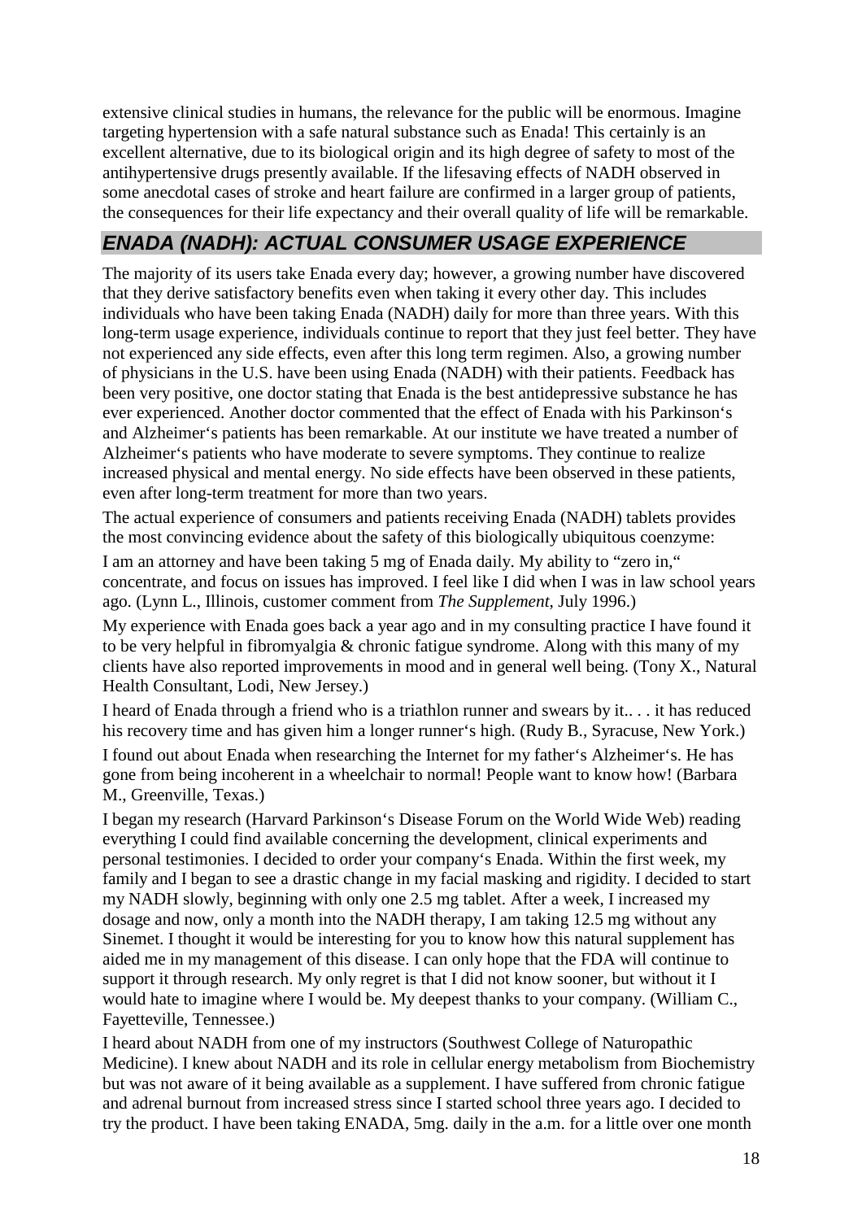extensive clinical studies in humans, the relevance for the public will be enormous. Imagine targeting hypertension with a safe natural substance such as Enada! This certainly is an excellent alternative, due to its biological origin and its high degree of safety to most of the antihypertensive drugs presently available. If the lifesaving effects of NADH observed in some anecdotal cases of stroke and heart failure are confirmed in a larger group of patients, the consequences for their life expectancy and their overall quality of life will be remarkable.

## *ENADA (NADH): ACTUAL CONSUMER USAGE EXPERIENCE*

The majority of its users take Enada every day; however, a growing number have discovered that they derive satisfactory benefits even when taking it every other day. This includes individuals who have been taking Enada (NADH) daily for more than three years. With this long-term usage experience, individuals continue to report that they just feel better. They have not experienced any side effects, even after this long term regimen. Also, a growing number of physicians in the U.S. have been using Enada (NADH) with their patients. Feedback has been very positive, one doctor stating that Enada is the best antidepressive substance he has ever experienced. Another doctor commented that the effect of Enada with his Parkinson's and Alzheimer's patients has been remarkable. At our institute we have treated a number of Alzheimer's patients who have moderate to severe symptoms. They continue to realize increased physical and mental energy. No side effects have been observed in these patients, even after long-term treatment for more than two years.

The actual experience of consumers and patients receiving Enada (NADH) tablets provides the most convincing evidence about the safety of this biologically ubiquitous coenzyme:

I am an attorney and have been taking 5 mg of Enada daily. My ability to "zero in," concentrate, and focus on issues has improved. I feel like I did when I was in law school years ago. (Lynn L., Illinois, customer comment from *The Supplement*, July 1996.)

My experience with Enada goes back a year ago and in my consulting practice I have found it to be very helpful in fibromyalgia & chronic fatigue syndrome. Along with this many of my clients have also reported improvements in mood and in general well being. (Tony X., Natural Health Consultant, Lodi, New Jersey.)

I heard of Enada through a friend who is a triathlon runner and swears by it.. . . it has reduced his recovery time and has given him a longer runner's high. (Rudy B., Syracuse, New York.)

I found out about Enada when researching the Internet for my father's Alzheimer's. He has gone from being incoherent in a wheelchair to normal! People want to know how! (Barbara M., Greenville, Texas.)

I began my research (Harvard Parkinson's Disease Forum on the World Wide Web) reading everything I could find available concerning the development, clinical experiments and personal testimonies. I decided to order your company's Enada. Within the first week, my family and I began to see a drastic change in my facial masking and rigidity. I decided to start my NADH slowly, beginning with only one 2.5 mg tablet. After a week, I increased my dosage and now, only a month into the NADH therapy, I am taking 12.5 mg without any Sinemet. I thought it would be interesting for you to know how this natural supplement has aided me in my management of this disease. I can only hope that the FDA will continue to support it through research. My only regret is that I did not know sooner, but without it I would hate to imagine where I would be. My deepest thanks to your company. (William C., Fayetteville, Tennessee.)

I heard about NADH from one of my instructors (Southwest College of Naturopathic Medicine). I knew about NADH and its role in cellular energy metabolism from Biochemistry but was not aware of it being available as a supplement. I have suffered from chronic fatigue and adrenal burnout from increased stress since I started school three years ago. I decided to try the product. I have been taking ENADA, 5mg. daily in the a.m. for a little over one month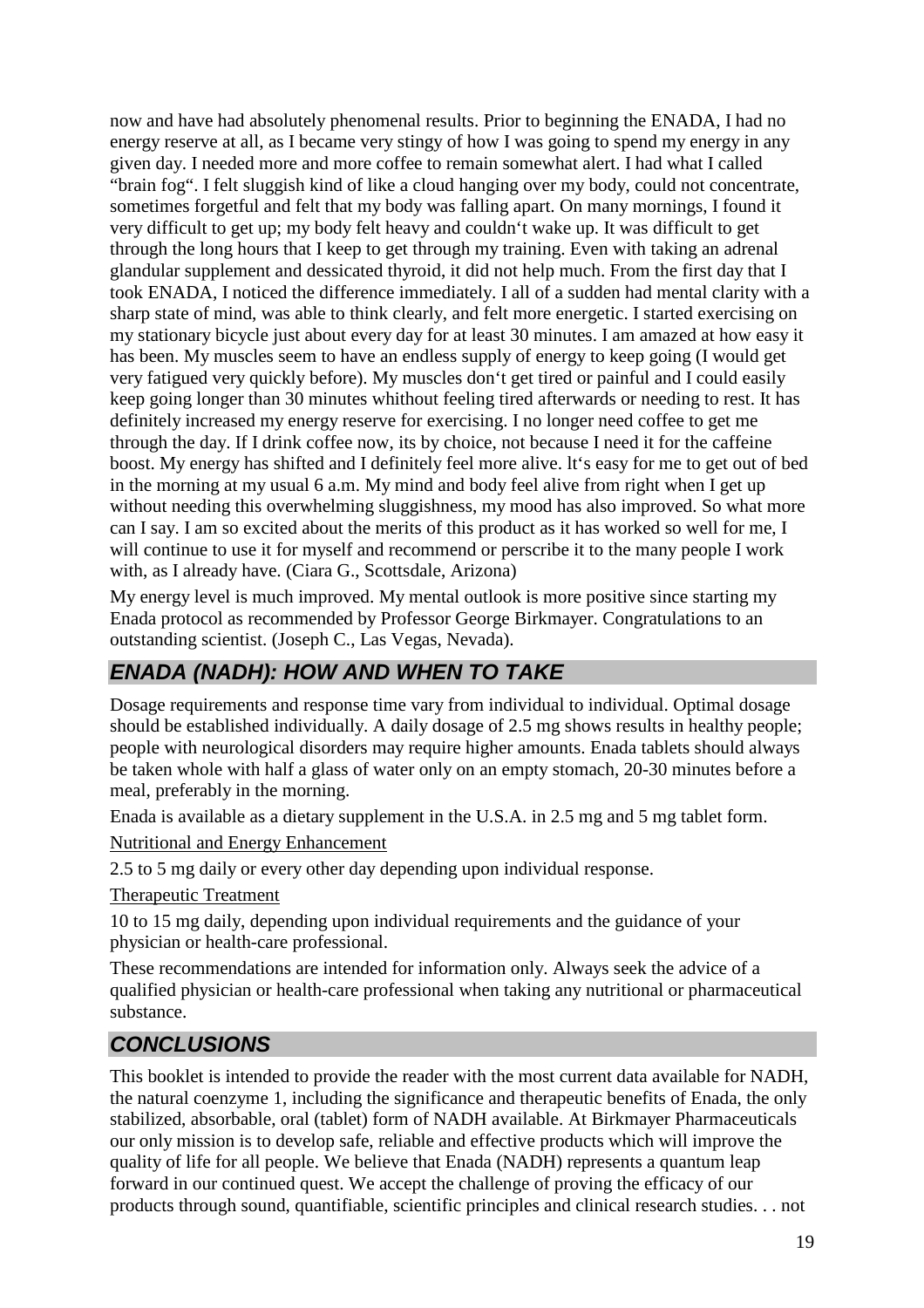now and have had absolutely phenomenal results. Prior to beginning the ENADA, I had no energy reserve at all, as I became very stingy of how I was going to spend my energy in any given day. I needed more and more coffee to remain somewhat alert. I had what I called "brain fog". I felt sluggish kind of like a cloud hanging over my body, could not concentrate, sometimes forgetful and felt that my body was falling apart. On many mornings, I found it very difficult to get up; my body felt heavy and couldn't wake up. It was difficult to get through the long hours that I keep to get through my training. Even with taking an adrenal glandular supplement and dessicated thyroid, it did not help much. From the first day that I took ENADA, I noticed the difference immediately. I all of a sudden had mental clarity with a sharp state of mind, was able to think clearly, and felt more energetic. I started exercising on my stationary bicycle just about every day for at least 30 minutes. I am amazed at how easy it has been. My muscles seem to have an endless supply of energy to keep going (I would get very fatigued very quickly before). My muscles don't get tired or painful and I could easily keep going longer than 30 minutes whithout feeling tired afterwards or needing to rest. It has definitely increased my energy reserve for exercising. I no longer need coffee to get me through the day. If I drink coffee now, its by choice, not because I need it for the caffeine boost. My energy has shifted and I definitely feel more alive. It's easy for me to get out of bed in the morning at my usual 6 a.m. My mind and body feel alive from right when I get up without needing this overwhelming sluggishness, my mood has also improved. So what more can I say. I am so excited about the merits of this product as it has worked so well for me, I will continue to use it for myself and recommend or perscribe it to the many people I work with, as I already have. (Ciara G., Scottsdale, Arizona)

My energy level is much improved. My mental outlook is more positive since starting my Enada protocol as recommended by Professor George Birkmayer. Congratulations to an outstanding scientist. (Joseph C., Las Vegas, Nevada).

## *ENADA (NADH): HOW AND WHEN TO TAKE*

Dosage requirements and response time vary from individual to individual. Optimal dosage should be established individually. A daily dosage of 2.5 mg shows results in healthy people; people with neurological disorders may require higher amounts. Enada tablets should always be taken whole with half a glass of water only on an empty stomach, 20-30 minutes before a meal, preferably in the morning.

Enada is available as a dietary supplement in the U.S.A. in 2.5 mg and 5 mg tablet form.

<u>Nutritional and Energy Enhancement</u>

2.5 to 5 mg daily or every other day depending upon individual response.

<u>Therapeutic Treatment</u>

10 to 15 mg daily, depending upon individual requirements and the guidance of your physician or health-care professional.

These recommendations are intended for information only. Always seek the advice of a qualified physician or health-care professional when taking any nutritional or pharmaceutical substance.

## *CONCLUSIONS*

This booklet is intended to provide the reader with the most current data available for NADH, the natural coenzyme 1, including the significance and therapeutic benefits of Enada, the only stabilized, absorbable, oral (tablet) form of NADH available. At Birkmayer Pharmaceuticals our only mission is to develop safe, reliable and effective products which will improve the quality of life for all people. We believe that Enada (NADH) represents a quantum leap forward in our continued quest. We accept the challenge of proving the efficacy of our products through sound, quantifiable, scientific principles and clinical research studies. . . not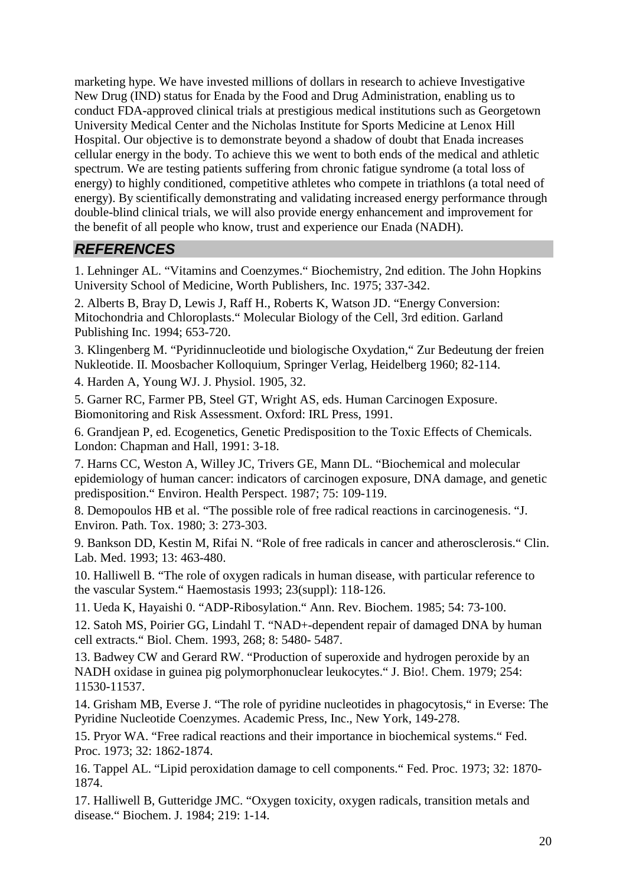marketing hype. We have invested millions of dollars in research to achieve Investigative New Drug (IND) status for Enada by the Food and Drug Administration, enabling us to conduct FDA-approved clinical trials at prestigious medical institutions such as Georgetown University Medical Center and the Nicholas Institute for Sports Medicine at Lenox Hill Hospital. Our objective is to demonstrate beyond a shadow of doubt that Enada increases cellular energy in the body. To achieve this we went to both ends of the medical and athletic spectrum. We are testing patients suffering from chronic fatigue syndrome (a total loss of energy) to highly conditioned, competitive athletes who compete in triathlons (a total need of energy). By scientifically demonstrating and validating increased energy performance through double-blind clinical trials, we will also provide energy enhancement and improvement for the benefit of all people who know, trust and experience our Enada (NADH).

## *REFERENCES*

1. Lehninger AL. "Vitamins and Coenzymes." Biochemistry, 2nd edition. The John Hopkins University School of Medicine, Worth Publishers, Inc. 1975; 337-342.

2. Alberts B, Bray D, Lewis J, Raff H., Roberts K, Watson JD. "Energy Conversion: Mitochondria and Chloroplasts." Molecular Biology of the Cell, 3rd edition. Garland Publishing Inc. 1994; 653-720.

3. Klingenberg M. "Pyridinnucleotide und biologische Oxydation," Zur Bedeutung der freien Nukleotide. II. Moosbacher Kolloquium, Springer Verlag, Heidelberg 1960; 82-114.

4. Harden A, Young WJ. J. Physiol. 1905, 32.

5. Garner RC, Farmer PB, Steel GT, Wright AS, eds. Human Carcinogen Exposure. Biomonitoring and Risk Assessment. Oxford: IRL Press, 1991.

6. Grandjean P, ed. Ecogenetics, Genetic Predisposition to the Toxic Effects of Chemicals. London: Chapman and Hall, 1991: 3-18.

7. Harns CC, Weston A, Willey JC, Trivers GE, Mann DL. "Biochemical and molecular epidemiology of human cancer: indicators of carcinogen exposure, DNA damage, and genetic predisposition." Environ. Health Perspect. 1987; 75: 109-119.

8. Demopoulos HB et al. "The possible role of free radical reactions in carcinogenesis. "J. Environ. Path. Tox. 1980; 3: 273-303.

9. Bankson DD, Kestin M, Rifai N. "Role of free radicals in cancer and atherosclerosis." Clin. Lab. Med. 1993; 13: 463-480.

10. Halliwell B. "The role of oxygen radicals in human disease, with particular reference to the vascular System." Haemostasis 1993; 23(suppl): 118-126.

11. Ueda K, Hayaishi 0. "ADP-Ribosylation." Ann. Rev. Biochem. 1985; 54: 73-100.

12. Satoh MS, Poirier GG, Lindahl T. "NAD+-dependent repair of damaged DNA by human cell extracts." Biol. Chem. 1993, 268; 8: 5480- 5487.

13. Badwey CW and Gerard RW. "Production of superoxide and hydrogen peroxide by an NADH oxidase in guinea pig polymorphonuclear leukocytes." J. Bio!. Chem. 1979; 254: 11530-11537.

14. Grisham MB, Everse J. "The role of pyridine nucleotides in phagocytosis," in Everse: The Pyridine Nucleotide Coenzymes. Academic Press, Inc., New York, 149-278.

15. Pryor WA. "Free radical reactions and their importance in biochemical systems." Fed. Proc. 1973; 32: 1862-1874.

16. Tappel AL. "Lipid peroxidation damage to cell components." Fed. Proc. 1973; 32: 1870-1874.

17. Halliwell B, Gutteridge JMC. "Oxygen toxicity, oxygen radicals, transition metals and disease." Biochem. J. 1984; 219: 1-14.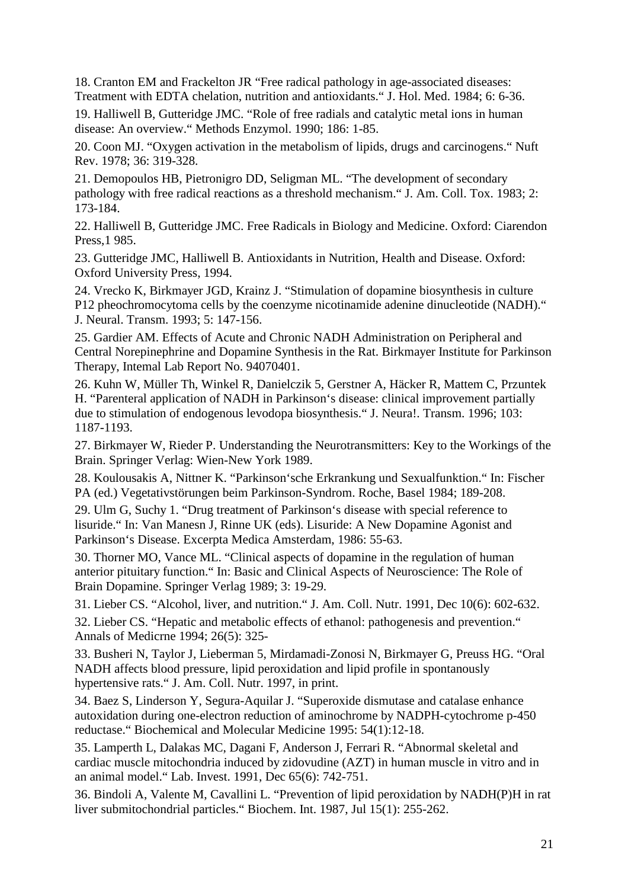18. Cranton EM and Frackelton JR "Free radical pathology in age-associated diseases: Treatment with EDTA chelation, nutrition and antioxidants." J. Hol. Med. 1984; 6: 6-36.

19. Halliwell B, Gutteridge JMC. "Role of free radials and catalytic metal ions in human disease: An overview." Methods Enzymol. 1990; 186: 1-85.

20. Coon MJ. "Oxygen activation in the metabolism of lipids, drugs and carcinogens." Nuft Rev. 1978; 36: 319-328.

21. Demopoulos HB, Pietronigro DD, Seligman ML. "The development of secondary pathology with free radical reactions as a threshold mechanism." J. Am. Coll. Tox. 1983; 2: 173-184.

22. Halliwell B, Gutteridge JMC. Free Radicals in Biology and Medicine. Oxford: Ciarendon Press,1 985.

23. Gutteridge JMC, Halliwell B. Antioxidants in Nutrition, Health and Disease. Oxford: Oxford University Press, 1994.

24. Vrecko K, Birkmayer JGD, Krainz J. "Stimulation of dopamine biosynthesis in culture P12 pheochromocytoma cells by the coenzyme nicotinamide adenine dinucleotide (NADH)." J. Neural. Transm. 1993; 5: 147-156.

25. Gardier AM. Effects of Acute and Chronic NADH Administration on Peripheral and Central Norepinephrine and Dopamine Synthesis in the Rat. Birkmayer Institute for Parkinson Therapy, Intemal Lab Report No. 94070401.

26. Kuhn W, Müller Th, Winkel R, Danielczik 5, Gerstner A, Häcker R, Mattem C, Przuntek H. "Parenteral application of NADH in Parkinson's disease: clinical improvement partially due to stimulation of endogenous levodopa biosynthesis." J. Neura!. Transm. 1996; 103: 1187-1193.

27. Birkmayer W, Rieder P. Understanding the Neurotransmitters: Key to the Workings of the Brain. Springer Verlag: Wien-New York 1989.

28. Koulousakis A, Nittner K. "Parkinson'sche Erkrankung und Sexualfunktion." In: Fischer PA (ed.) Vegetativstörungen beim Parkinson-Syndrom. Roche, Basel 1984; 189-208.

29. Ulm G, Suchy 1. "Drug treatment of Parkinson's disease with special reference to lisuride." In: Van Manesn J, Rinne UK (eds). Lisuride: A New Dopamine Agonist and Parkinson's Disease. Excerpta Medica Amsterdam, 1986: 55-63.

30. Thorner MO, Vance ML. "Clinical aspects of dopamine in the regulation of human anterior pituitary function." In: Basic and Clinical Aspects of Neuroscience: The Role of Brain Dopamine. Springer Verlag 1989; 3: 19-29.

31. Lieber CS. "Alcohol, liver, and nutrition." J. Am. Coll. Nutr. 1991, Dec 10(6): 602-632.

32. Lieber CS. "Hepatic and metabolic effects of ethanol: pathogenesis and prevention." Annals of Medicrne 1994; 26(5): 325-

33. Busheri N, Taylor J, Lieberman 5, Mirdamadi-Zonosi N, Birkmayer G, Preuss HG. "Oral NADH affects blood pressure, lipid peroxidation and lipid profile in spontanously hypertensive rats." J. Am. Coll. Nutr. 1997, in print.

34. Baez S, Linderson Y, Segura-Aquilar J. "Superoxide dismutase and catalase enhance autoxidation during one-electron reduction of aminochrome by NADPH-cytochrome p-450 reductase." Biochemical and Molecular Medicine 1995: 54(1):12-18.

35. Lamperth L, Dalakas MC, Dagani F, Anderson J, Ferrari R. "Abnormal skeletal and cardiac muscle mitochondria induced by zidovudine (AZT) in human muscle in vitro and in an animal model." Lab. Invest. 1991, Dec 65(6): 742-751.

36. Bindoli A, Valente M, Cavallini L. "Prevention of lipid peroxidation by NADH(P)H in rat liver submitochondrial particles." Biochem. Int. 1987, Jul 15(1): 255-262.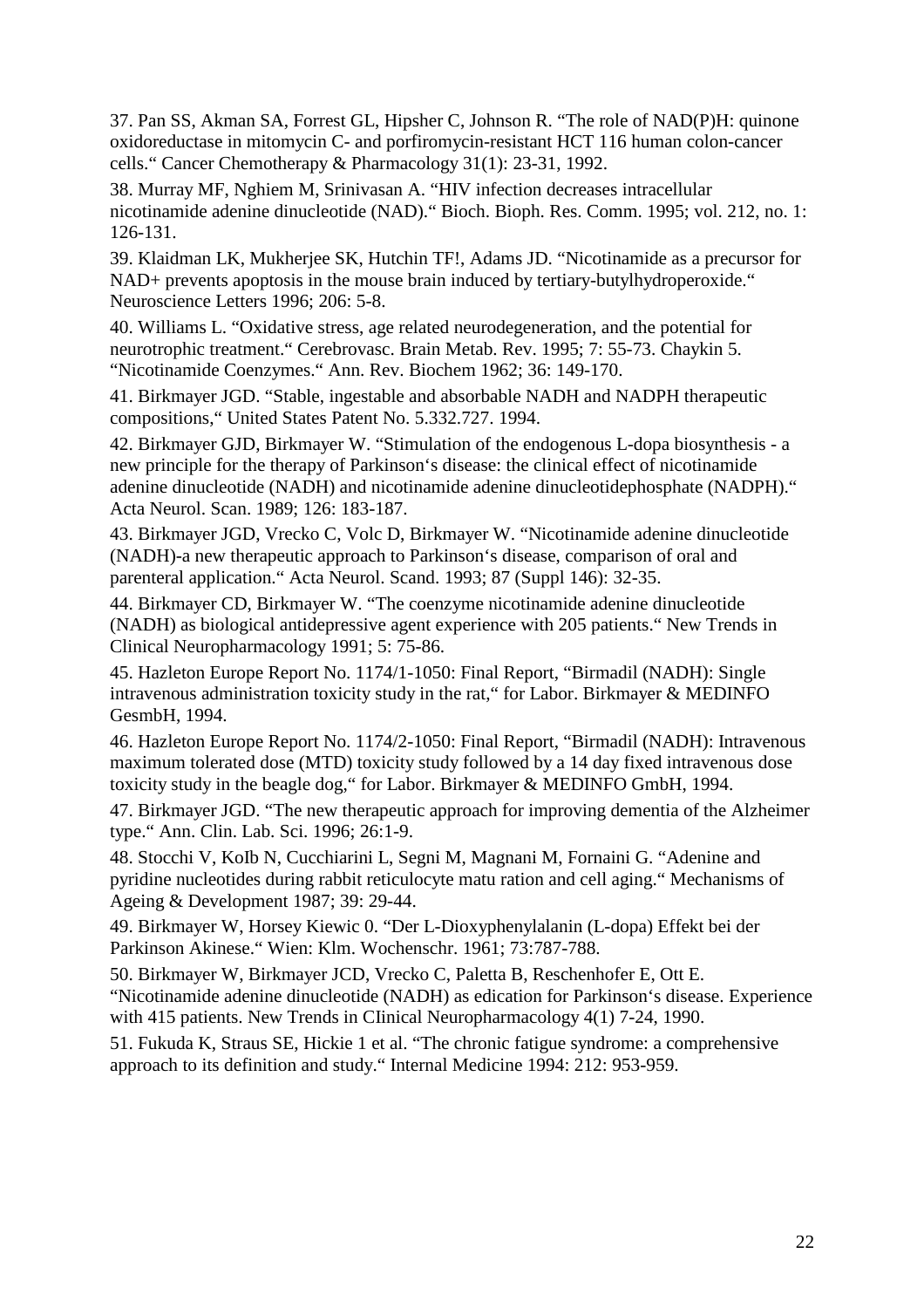37. Pan SS, Akman SA, Forrest GL, Hipsher C, Johnson R. “The role of NAD(P)H: quinone oxidoreductase in mitomycin C- and porfiromycin-resistant HCT 116 human colon-cancer cells.“ Cancer Chemotherapy & Pharmacology 31(1): 23-31, 1992.

38. Murray MF, Nghiem M, Srinivasan A. “HIV infection decreases intracellular nicotinamide adenine dinucleotide (NAD).“ Bioch. Bioph. Res. Comm. 1995; vol. 212, no. 1: 126-131.

39. Klaidman LK, Mukherjee SK, Hutchin TF!, Adams JD. “Nicotinamide as a precursor for NAD+ prevents apoptosis in the mouse brain induced by tertiary-butylhydroperoxide.“ Neuroscience Letters 1996; 206: 5-8.

40. Williams L. “Oxidative stress, age related neurodegeneration, and the potential for neurotrophic treatment.“ Cerebrovasc. Brain Metab. Rev. 1995; 7: 55-73. Chaykin 5. “Nicotinamide Coenzymes.“ Ann. Rev. Biochem 1962; 36: 149-170.

41. Birkmayer JGD. “Stable, ingestable and absorbable NADH and NADPH therapeutic compositions,“ United States Patent No. 5.332.727. 1994.

42. Birkmayer GJD, Birkmayer W. “Stimulation of the endogenous L-dopa biosynthesis - a new principle for the therapy of Parkinson‘s disease: the clinical effect of nicotinamide adenine dinucleotide (NADH) and nicotinamide adenine dinucleotidephosphate (NADPH).“ Acta Neurol. Scan. 1989; 126: 183-187.

43. Birkmayer JGD, Vrecko C, Volc D, Birkmayer W. “Nicotinamide adenine dinucleotide (NADH)-a new therapeutic approach to Parkinson‘s disease, comparison of oral and parenteral application.“ Acta Neurol. Scand. 1993; 87 (Suppl 146): 32-35.

44. Birkmayer CD, Birkmayer W. “The coenzyme nicotinamide adenine dinucleotide (NADH) as biological antidepressive agent experience with 205 patients.“ New Trends in Clinical Neuropharmacology 1991; 5: 75-86.

45. Hazleton Europe Report No. 1174/1-1050: Final Report, “Birmadil (NADH): Single intravenous administration toxicity study in the rat,“ for Labor. Birkmayer & MEDINFO GesmbH, 1994.

46. Hazleton Europe Report No. 1174/2-1050: Final Report, “Birmadil (NADH): Intravenous maximum tolerated dose (MTD) toxicity study followed by a 14 day fixed intravenous dose toxicity study in the beagle dog,“ for Labor. Birkmayer & MEDINFO GmbH, 1994.

47. Birkmayer JGD. “The new therapeutic approach for improving dementia of the Alzheimer type.“ Ann. Clin. Lab. Sci. 1996; 26:1-9.

48. Stocchi V, KoIb N, Cucchiarini L, Segni M, Magnani M, Fornaini G. “Adenine and pyridine nucleotides during rabbit reticulocyte matu ration and cell aging.“ Mechanisms of Ageing & Development 1987; 39: 29-44.

49. Birkmayer W, Horsey Kiewic 0. “Der L-Dioxyphenylalanin (L-dopa) Effekt bei der Parkinson Akinese.“ Wien: Klm. Wochenschr. 1961; 73:787-788.

50. Birkmayer W, Birkmayer JCD, Vrecko C, Paletta B, Reschenhofer E, Ott E. “Nicotinamide adenine dinucleotide (NADH) as edication for Parkinson‘s disease. Experience with 415 patients. New Trends in CIinical Neuropharmacology 4(1) 7-24, 1990.

51. Fukuda K, Straus SE, Hickie 1 et al. “The chronic fatigue syndrome: a comprehensive approach to its definition and study.“ Internal Medicine 1994: 212: 953-959.